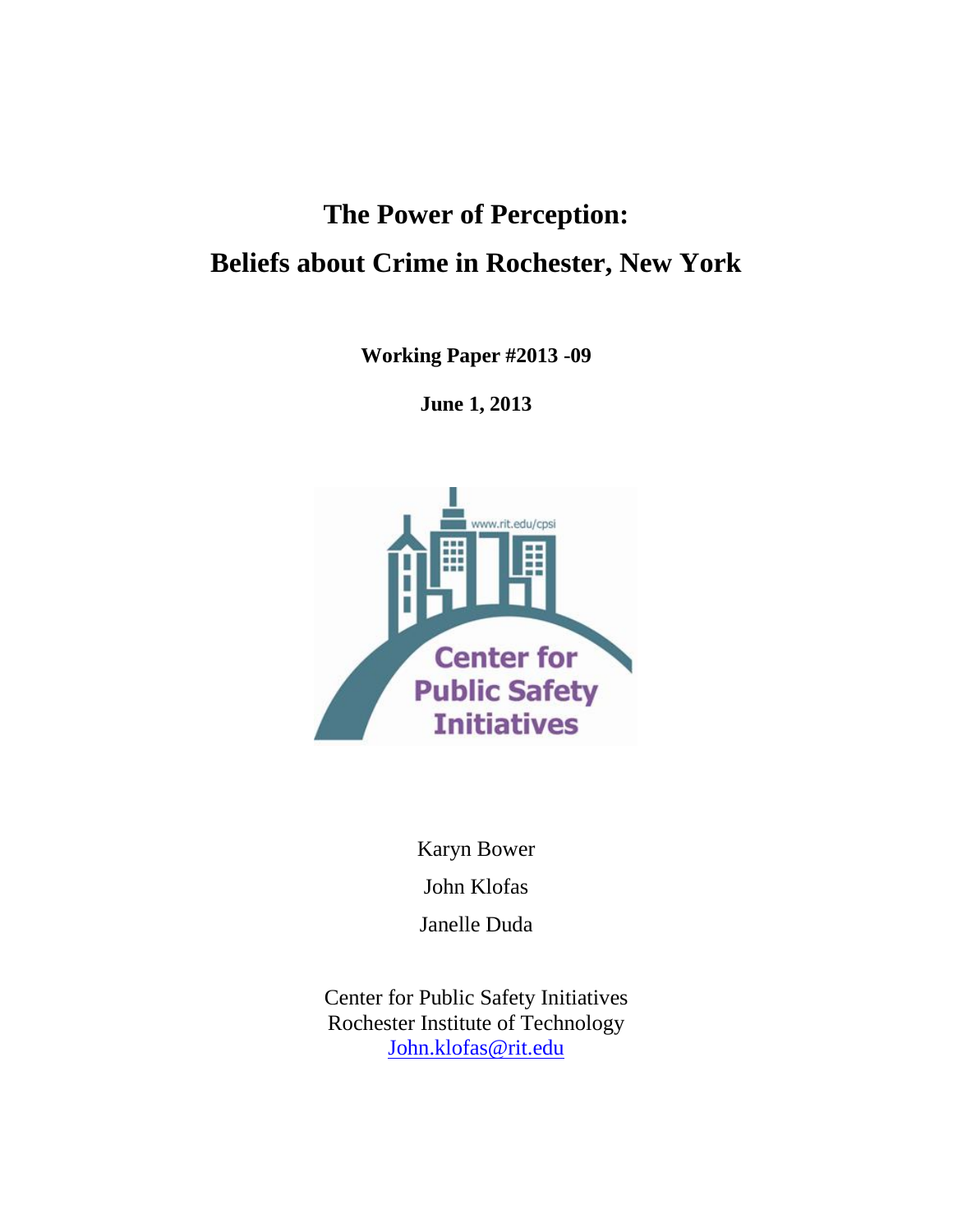# The Power of Perception:

# Beliefs about Crime in Rochester, New York

**Working Paper #2013 -09**

**June 1, 2013**

Karyn Bower

John Klofas

Janelle Duda

Center for Public Safety Initiatives
Rochester Institute of Technology
John.klofas@rit.edu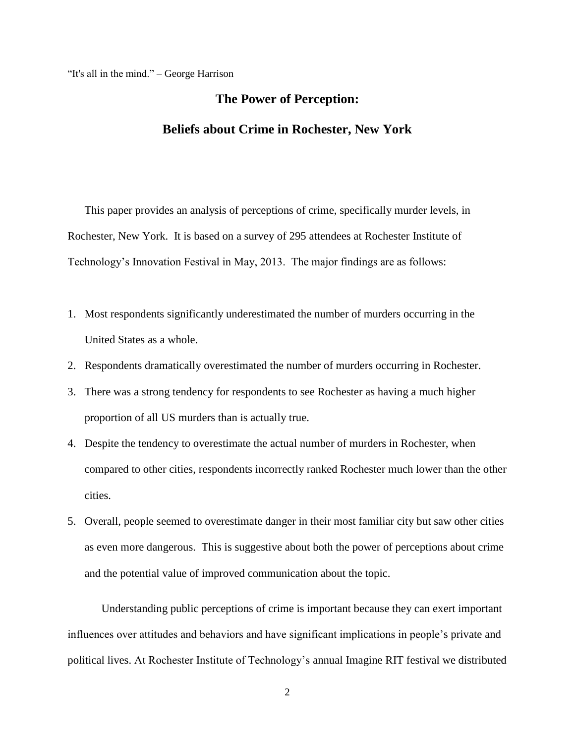"It's all in the mind." – George Harrison

# The Power of Perception:

# Beliefs about Crime in Rochester, New York

This paper provides an analysis of perceptions of crime, specifically murder levels, in Rochester, New York. It is based on a survey of 295 attendees at Rochester Institute of Technology's Innovation Festival in May, 2013. The major findings are as follows:

1. Most respondents significantly underestimated the number of murders occurring in the United States as a whole.
2. Respondents dramatically overestimated the number of murders occurring in Rochester.
3. There was a strong tendency for respondents to see Rochester as having a much higher proportion of all US murders than is actually true.
4. Despite the tendency to overestimate the actual number of murders in Rochester, when compared to other cities, respondents incorrectly ranked Rochester much lower than the other cities.
5. Overall, people seemed to overestimate danger in their most familiar city but saw other cities as even more dangerous. This is suggestive about both the power of perceptions about crime and the potential value of improved communication about the topic.

Understanding public perceptions of crime is important because they can exert important influences over attitudes and behaviors and have significant implications in people's private and political lives. At Rochester Institute of Technology's annual Imagine RIT festival we distributed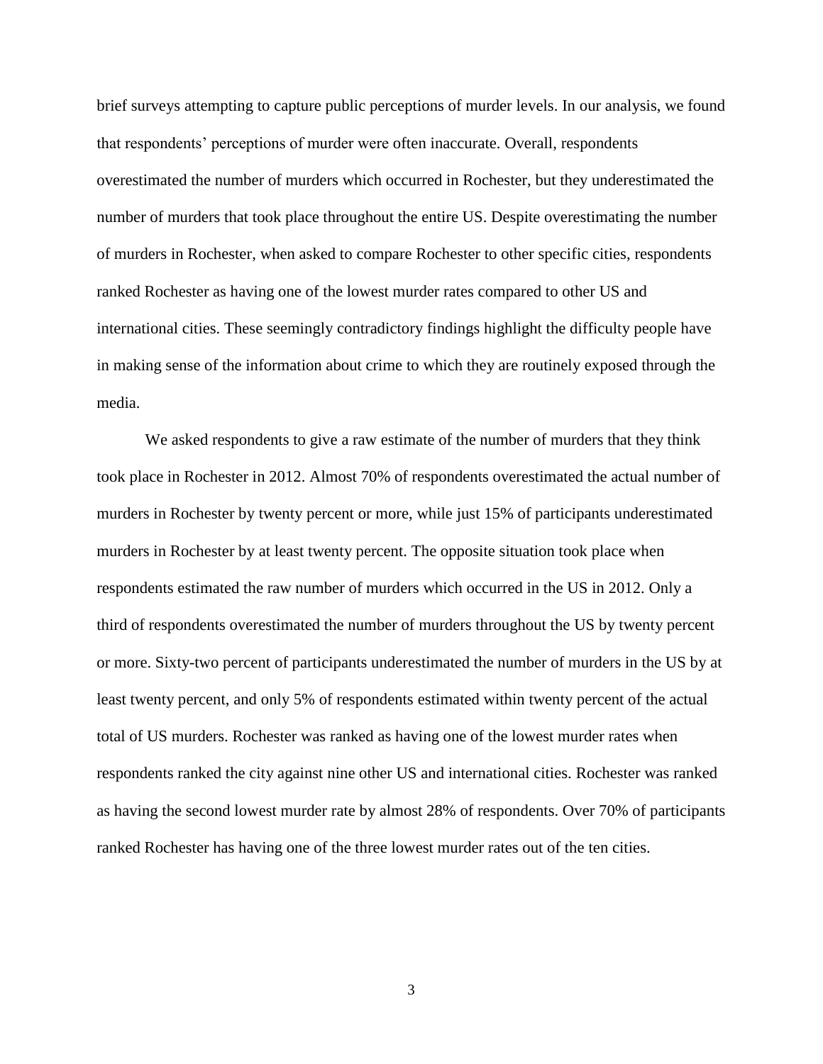brief surveys attempting to capture public perceptions of murder levels. In our analysis, we found that respondents' perceptions of murder were often inaccurate. Overall, respondents overestimated the number of murders which occurred in Rochester, but they underestimated the number of murders that took place throughout the entire US. Despite overestimating the number of murders in Rochester, when asked to compare Rochester to other specific cities, respondents ranked Rochester as having one of the lowest murder rates compared to other US and international cities. These seemingly contradictory findings highlight the difficulty people have in making sense of the information about crime to which they are routinely exposed through the media.

We asked respondents to give a raw estimate of the number of murders that they think took place in Rochester in 2012. Almost 70% of respondents overestimated the actual number of murders in Rochester by twenty percent or more, while just 15% of participants underestimated murders in Rochester by at least twenty percent. The opposite situation took place when respondents estimated the raw number of murders which occurred in the US in 2012. Only a third of respondents overestimated the number of murders throughout the US by twenty percent or more. Sixty-two percent of participants underestimated the number of murders in the US by at least twenty percent, and only 5% of respondents estimated within twenty percent of the actual total of US murders. Rochester was ranked as having one of the lowest murder rates when respondents ranked the city against nine other US and international cities. Rochester was ranked as having the second lowest murder rate by almost 28% of respondents. Over 70% of participants ranked Rochester has having one of the three lowest murder rates out of the ten cities.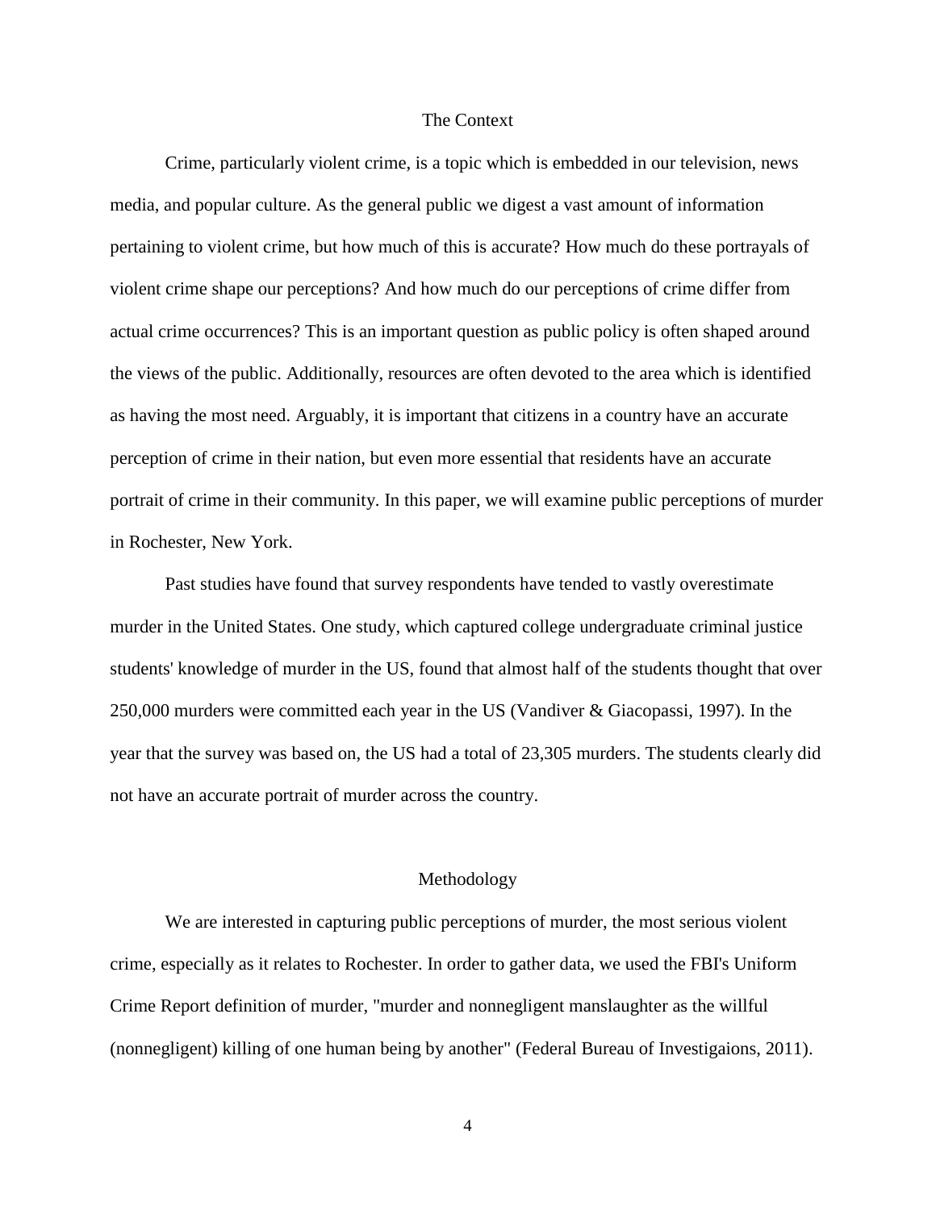## The Context

Crime, particularly violent crime, is a topic which is embedded in our television, news media, and popular culture. As the general public we digest a vast amount of information pertaining to violent crime, but how much of this is accurate? How much do these portrayals of violent crime shape our perceptions? And how much do our perceptions of crime differ from actual crime occurrences? This is an important question as public policy is often shaped around the views of the public. Additionally, resources are often devoted to the area which is identified as having the most need. Arguably, it is important that citizens in a country have an accurate perception of crime in their nation, but even more essential that residents have an accurate portrait of crime in their community. In this paper, we will examine public perceptions of murder in Rochester, New York.

Past studies have found that survey respondents have tended to vastly overestimate murder in the United States. One study, which captured college undergraduate criminal justice students' knowledge of murder in the US, found that almost half of the students thought that over 250,000 murders were committed each year in the US (Vandiver & Giacopassi, 1997). In the year that the survey was based on, the US had a total of 23,305 murders. The students clearly did not have an accurate portrait of murder across the country.

## Methodology

We are interested in capturing public perceptions of murder, the most serious violent crime, especially as it relates to Rochester. In order to gather data, we used the FBI's Uniform Crime Report definition of murder, "murder and nonnegligent manslaughter as the willful (nonnegligent) killing of one human being by another" (Federal Bureau of Investigaions, 2011).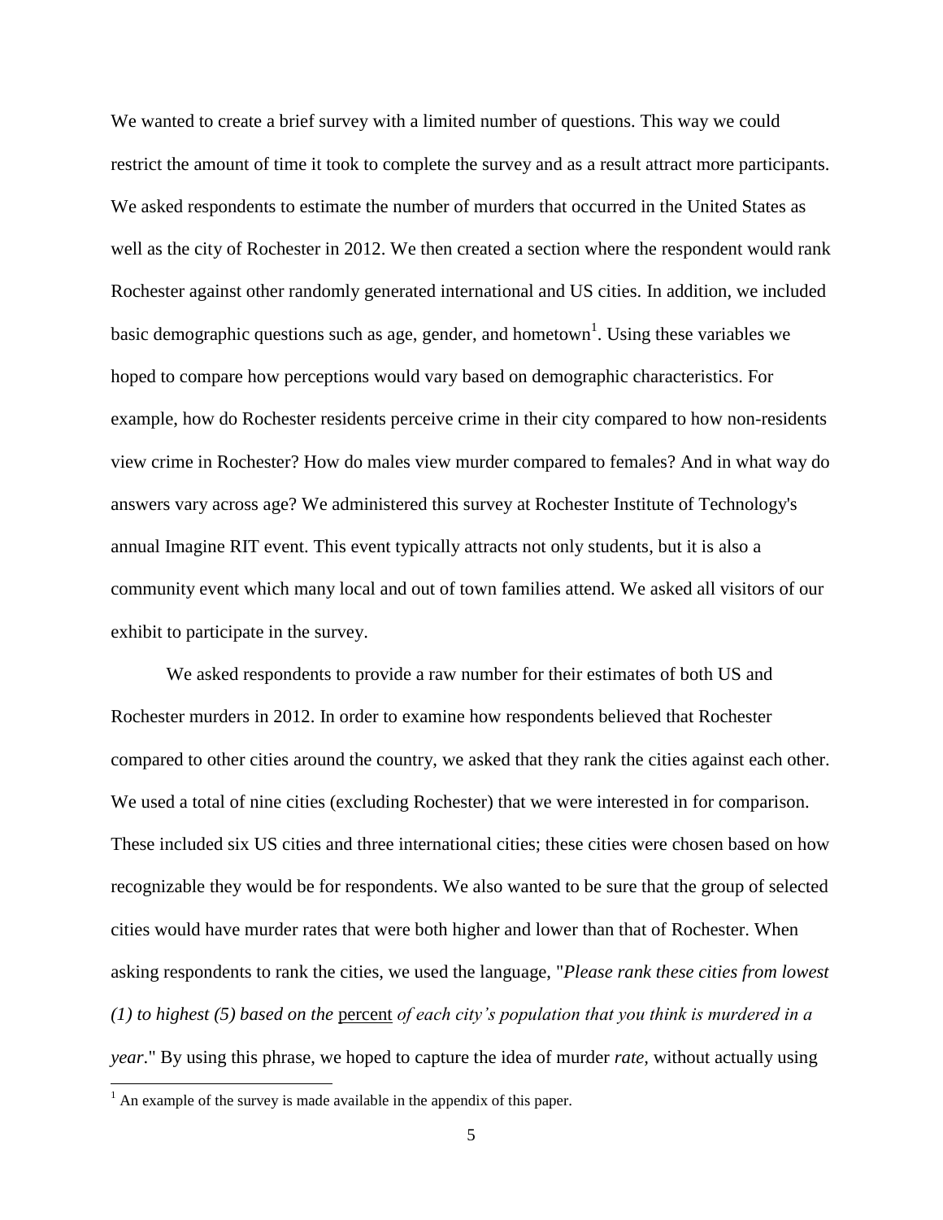We wanted to create a brief survey with a limited number of questions. This way we could restrict the amount of time it took to complete the survey and as a result attract more participants. We asked respondents to estimate the number of murders that occurred in the United States as well as the city of Rochester in 2012. We then created a section where the respondent would rank Rochester against other randomly generated international and US cities. In addition, we included basic demographic questions such as age, gender, and hometown[1]. Using these variables we hoped to compare how perceptions would vary based on demographic characteristics. For example, how do Rochester residents perceive crime in their city compared to how non-residents view crime in Rochester? How do males view murder compared to females? And in what way do answers vary across age? We administered this survey at Rochester Institute of Technology's annual Imagine RIT event. This event typically attracts not only students, but it is also a community event which many local and out of town families attend. We asked all visitors of our exhibit to participate in the survey.

We asked respondents to provide a raw number for their estimates of both US and Rochester murders in 2012. In order to examine how respondents believed that Rochester compared to other cities around the country, we asked that they rank the cities against each other. We used a total of nine cities (excluding Rochester) that we were interested in for comparison. These included six US cities and three international cities; these cities were chosen based on how recognizable they would be for respondents. We also wanted to be sure that the group of selected cities would have murder rates that were both higher and lower than that of Rochester. When asking respondents to rank the cities, we used the language, "*Please rank these cities from lowest (1) to highest (5) based on the* percent *of each city's population that you think is murdered in a year*." By using this phrase, we hoped to capture the idea of murder *rate,* without actually using

[1] An example of the survey is made available in the appendix of this paper.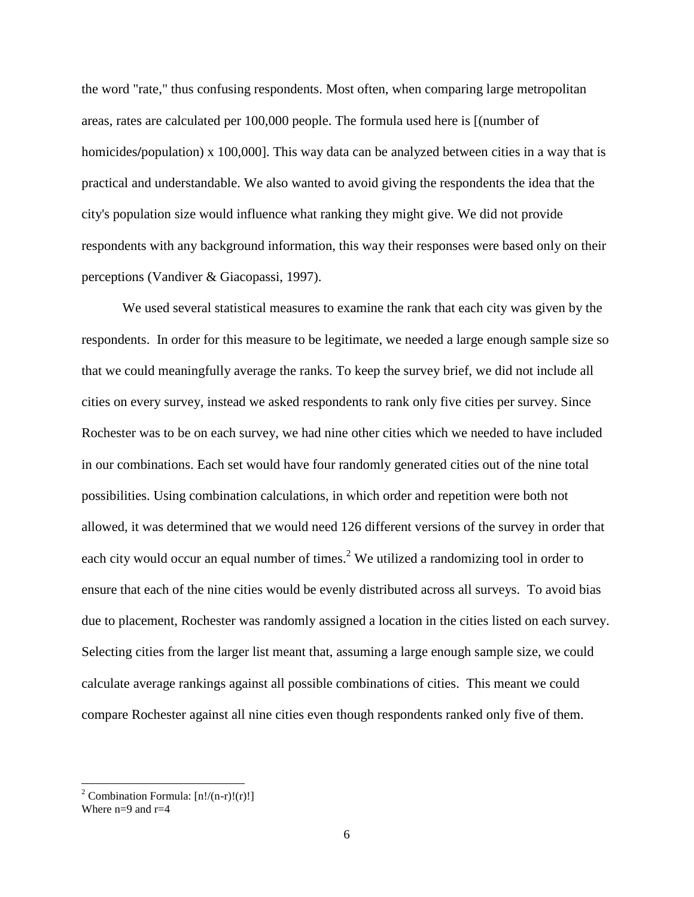the word "rate," thus confusing respondents. Most often, when comparing large metropolitan areas, rates are calculated per 100,000 people. The formula used here is [(number of homicides/population) x 100,000]. This way data can be analyzed between cities in a way that is practical and understandable. We also wanted to avoid giving the respondents the idea that the city's population size would influence what ranking they might give. We did not provide respondents with any background information, this way their responses were based only on their perceptions (Vandiver & Giacopassi, 1997).

We used several statistical measures to examine the rank that each city was given by the respondents. In order for this measure to be legitimate, we needed a large enough sample size so that we could meaningfully average the ranks. To keep the survey brief, we did not include all cities on every survey, instead we asked respondents to rank only five cities per survey. Since Rochester was to be on each survey, we had nine other cities which we needed to have included in our combinations. Each set would have four randomly generated cities out of the nine total possibilities. Using combination calculations, in which order and repetition were both not allowed, it was determined that we would need 126 different versions of the survey in order that each city would occur an equal number of times.[2] We utilized a randomizing tool in order to ensure that each of the nine cities would be evenly distributed across all surveys. To avoid bias due to placement, Rochester was randomly assigned a location in the cities listed on each survey. Selecting cities from the larger list meant that, assuming a large enough sample size, we could calculate average rankings against all possible combinations of cities. This meant we could compare Rochester against all nine cities even though respondents ranked only five of them.

---

[2] Combination Formula: $[n!/(n-r)!(r)!]$
Where $n=9$ and $r=4$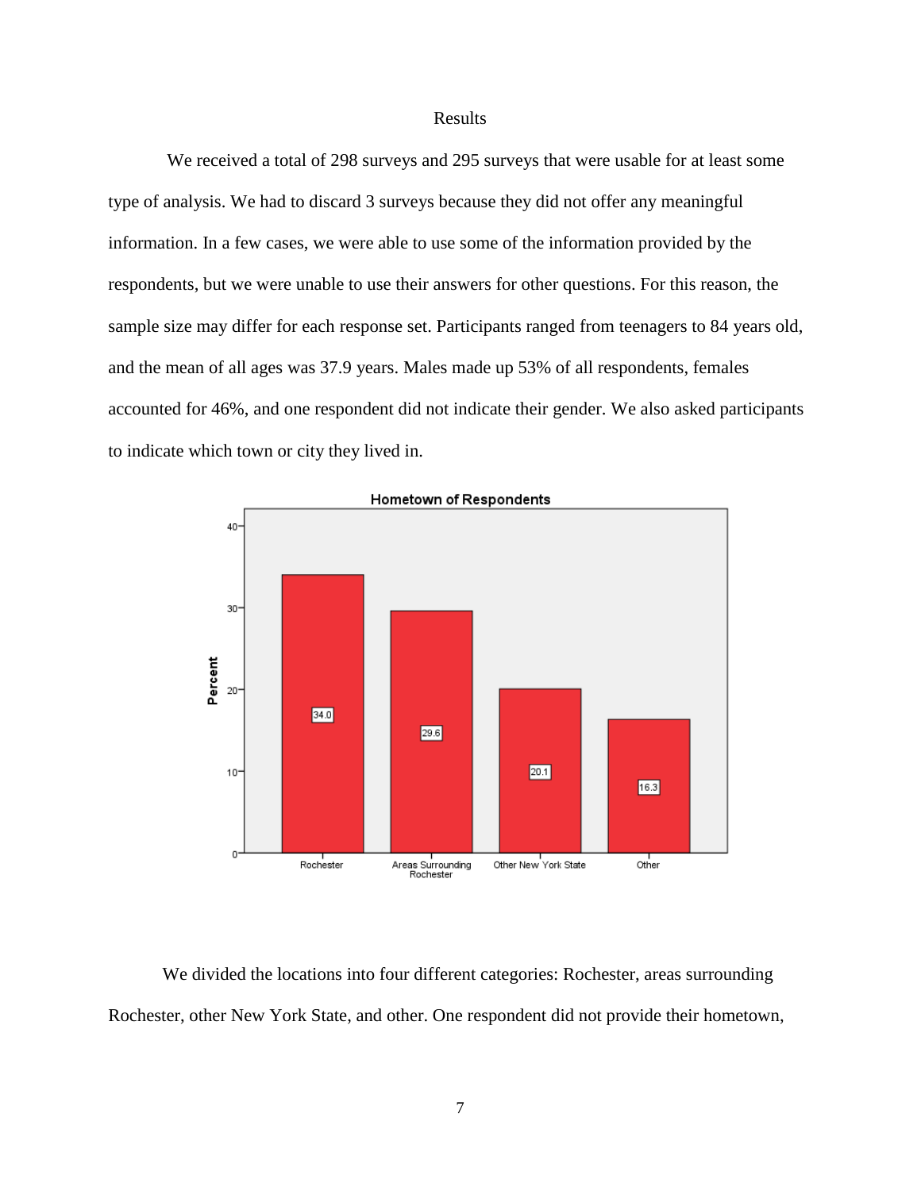# Results

We received a total of 298 surveys and 295 surveys that were usable for at least some type of analysis. We had to discard 3 surveys because they did not offer any meaningful information. In a few cases, we were able to use some of the information provided by the respondents, but we were unable to use their answers for other questions. For this reason, the sample size may differ for each response set. Participants ranged from teenagers to 84 years old, and the mean of all ages was 37.9 years. Males made up 53% of all respondents, females accounted for 46%, and one respondent did not indicate their gender. We also asked participants to indicate which town or city they lived in.

**Hometown of Respondents**

| Hometown | Percent |
| --- | --- |
| Rochester | 34.0 |
| Areas Surrounding Rochester | 29.6 |
| Other New York State | 20.1 |
| Other | 16.3 |

We divided the locations into four different categories: Rochester, areas surrounding Rochester, other New York State, and other. One respondent did not provide their hometown,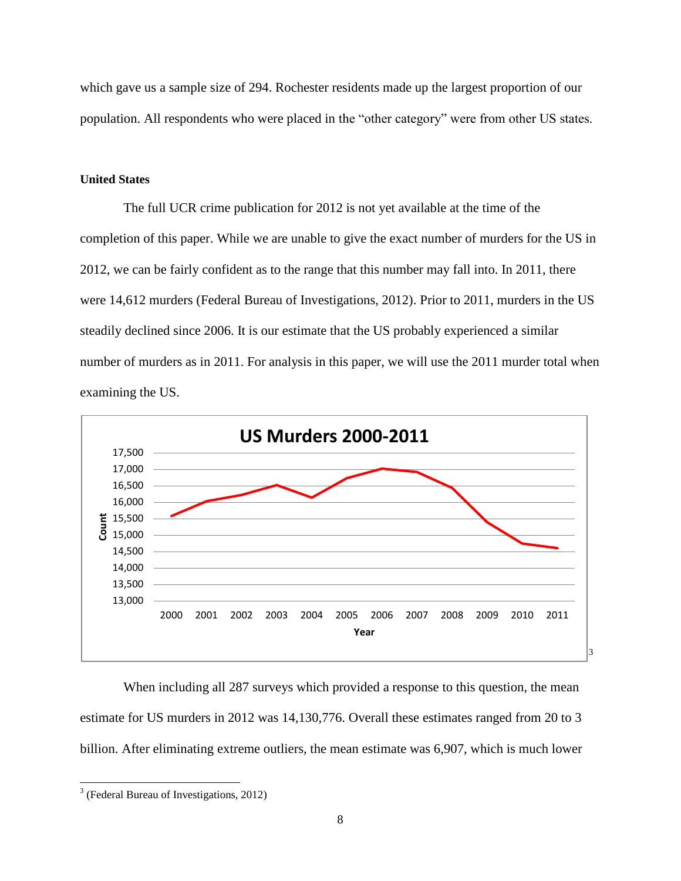which gave us a sample size of 294. Rochester residents made up the largest proportion of our population. All respondents who were placed in the "other category" were from other US states.

**United States**

The full UCR crime publication for 2012 is not yet available at the time of the completion of this paper. While we are unable to give the exact number of murders for the US in 2012, we can be fairly confident as to the range that this number may fall into. In 2011, there were 14,612 murders (Federal Bureau of Investigations, 2012). Prior to 2011, murders in the US steadily declined since 2006. It is our estimate that the US probably experienced a similar number of murders as in 2011. For analysis in this paper, we will use the 2011 murder total when examining the US.

**US Murders 2000-2011** [3]

When including all 287 surveys which provided a response to this question, the mean estimate for US murders in 2012 was 14,130,776. Overall these estimates ranged from 20 to 3 billion. After eliminating extreme outliers, the mean estimate was 6,907, which is much lower

[3] (Federal Bureau of Investigations, 2012)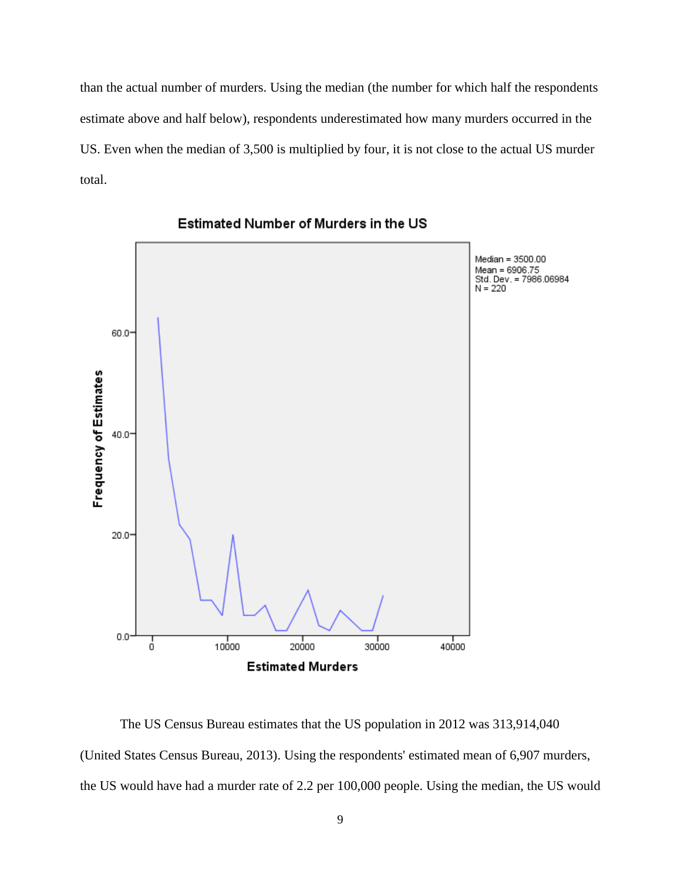than the actual number of murders. Using the median (the number for which half the respondents estimate above and half below), respondents underestimated how many murders occurred in the US. Even when the median of 3,500 is multiplied by four, it is not close to the actual US murder total.

**Estimated Number of Murders in the US**

Median = 3500.00
Mean = 6906.75
Std. Dev. = 7986.06984
N = 220

The US Census Bureau estimates that the US population in 2012 was 313,914,040 (United States Census Bureau, 2013). Using the respondents' estimated mean of 6,907 murders, the US would have had a murder rate of 2.2 per 100,000 people. Using the median, the US would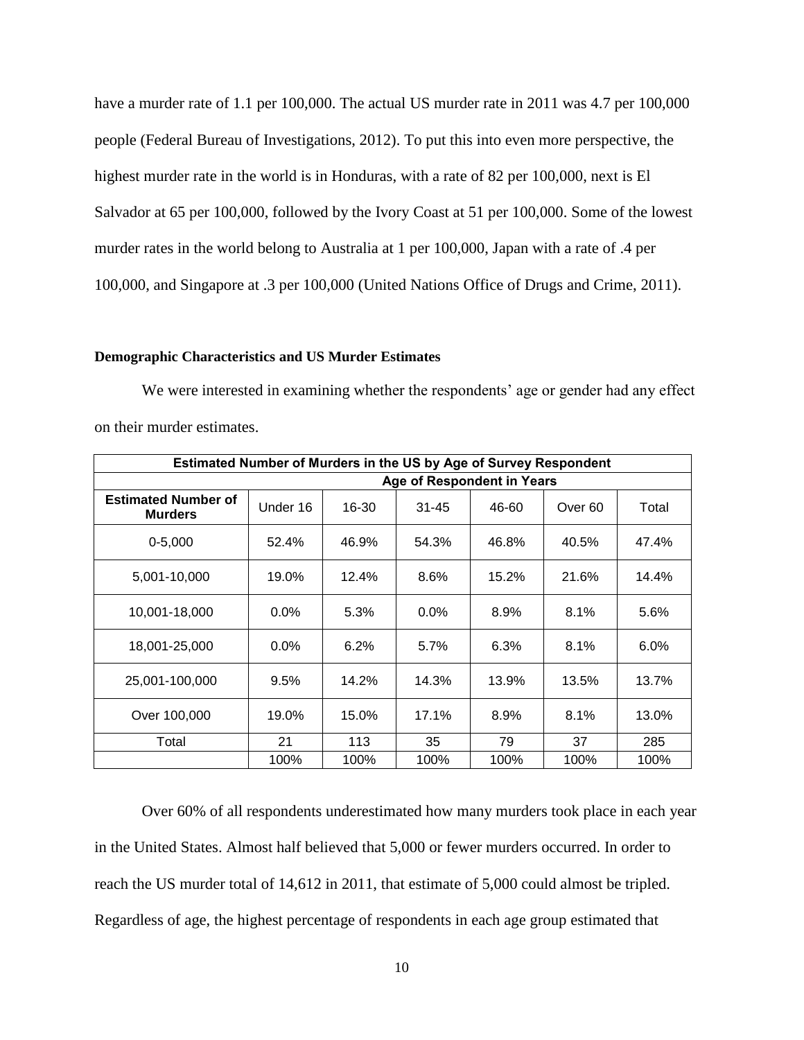have a murder rate of 1.1 per 100,000. The actual US murder rate in 2011 was 4.7 per 100,000 people (Federal Bureau of Investigations, 2012). To put this into even more perspective, the highest murder rate in the world is in Honduras, with a rate of 82 per 100,000, next is El Salvador at 65 per 100,000, followed by the Ivory Coast at 51 per 100,000. Some of the lowest murder rates in the world belong to Australia at 1 per 100,000, Japan with a rate of .4 per 100,000, and Singapore at .3 per 100,000 (United Nations Office of Drugs and Crime, 2011).

**Demographic Characteristics and US Murder Estimates**

We were interested in examining whether the respondents' age or gender had any effect on their murder estimates.

| Estimated Number of Murders in the US by Age of Survey Respondent | | | | | | |
|---|---|---|---|---|---|---|
| | Age of Respondent in Years | | | | | |
| **Estimated Number of Murders** | Under 16 | 16-30 | 31-45 | 46-60 | Over 60 | Total |
| 0-5,000 | 52.4% | 46.9% | 54.3% | 46.8% | 40.5% | 47.4% |
| 5,001-10,000 | 19.0% | 12.4% | 8.6% | 15.2% | 21.6% | 14.4% |
| 10,001-18,000 | 0.0% | 5.3% | 0.0% | 8.9% | 8.1% | 5.6% |
| 18,001-25,000 | 0.0% | 6.2% | 5.7% | 6.3% | 8.1% | 6.0% |
| 25,001-100,000 | 9.5% | 14.2% | 14.3% | 13.9% | 13.5% | 13.7% |
| Over 100,000 | 19.0% | 15.0% | 17.1% | 8.9% | 8.1% | 13.0% |
| Total | 21 | 113 | 35 | 79 | 37 | 285 |
| | 100% | 100% | 100% | 100% | 100% | 100% |

Over 60% of all respondents underestimated how many murders took place in each year in the United States. Almost half believed that 5,000 or fewer murders occurred. In order to reach the US murder total of 14,612 in 2011, that estimate of 5,000 could almost be tripled. Regardless of age, the highest percentage of respondents in each age group estimated that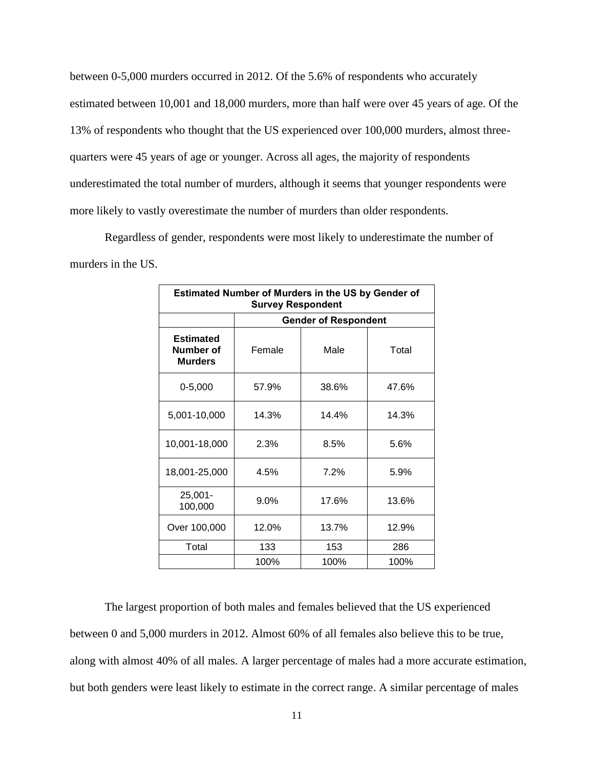between 0-5,000 murders occurred in 2012. Of the 5.6% of respondents who accurately estimated between 10,001 and 18,000 murders, more than half were over 45 years of age. Of the 13% of respondents who thought that the US experienced over 100,000 murders, almost three-quarters were 45 years of age or younger. Across all ages, the majority of respondents underestimated the total number of murders, although it seems that younger respondents were more likely to vastly overestimate the number of murders than older respondents.

Regardless of gender, respondents were most likely to underestimate the number of murders in the US.

| **Estimated Number of Murders in the US by Gender of Survey Respondent** | | | |
|---|---|---|---|
| | **Gender of Respondent** | | |
| **Estimated Number of Murders** | Female | Male | Total |
| 0-5,000 | 57.9% | 38.6% | 47.6% |
| 5,001-10,000 | 14.3% | 14.4% | 14.3% |
| 10,001-18,000 | 2.3% | 8.5% | 5.6% |
| 18,001-25,000 | 4.5% | 7.2% | 5.9% |
| 25,001-100,000 | 9.0% | 17.6% | 13.6% |
| Over 100,000 | 12.0% | 13.7% | 12.9% |
| Total | 133 | 153 | 286 |
| | 100% | 100% | 100% |

The largest proportion of both males and females believed that the US experienced between 0 and 5,000 murders in 2012. Almost 60% of all females also believe this to be true, along with almost 40% of all males. A larger percentage of males had a more accurate estimation, but both genders were least likely to estimate in the correct range. A similar percentage of males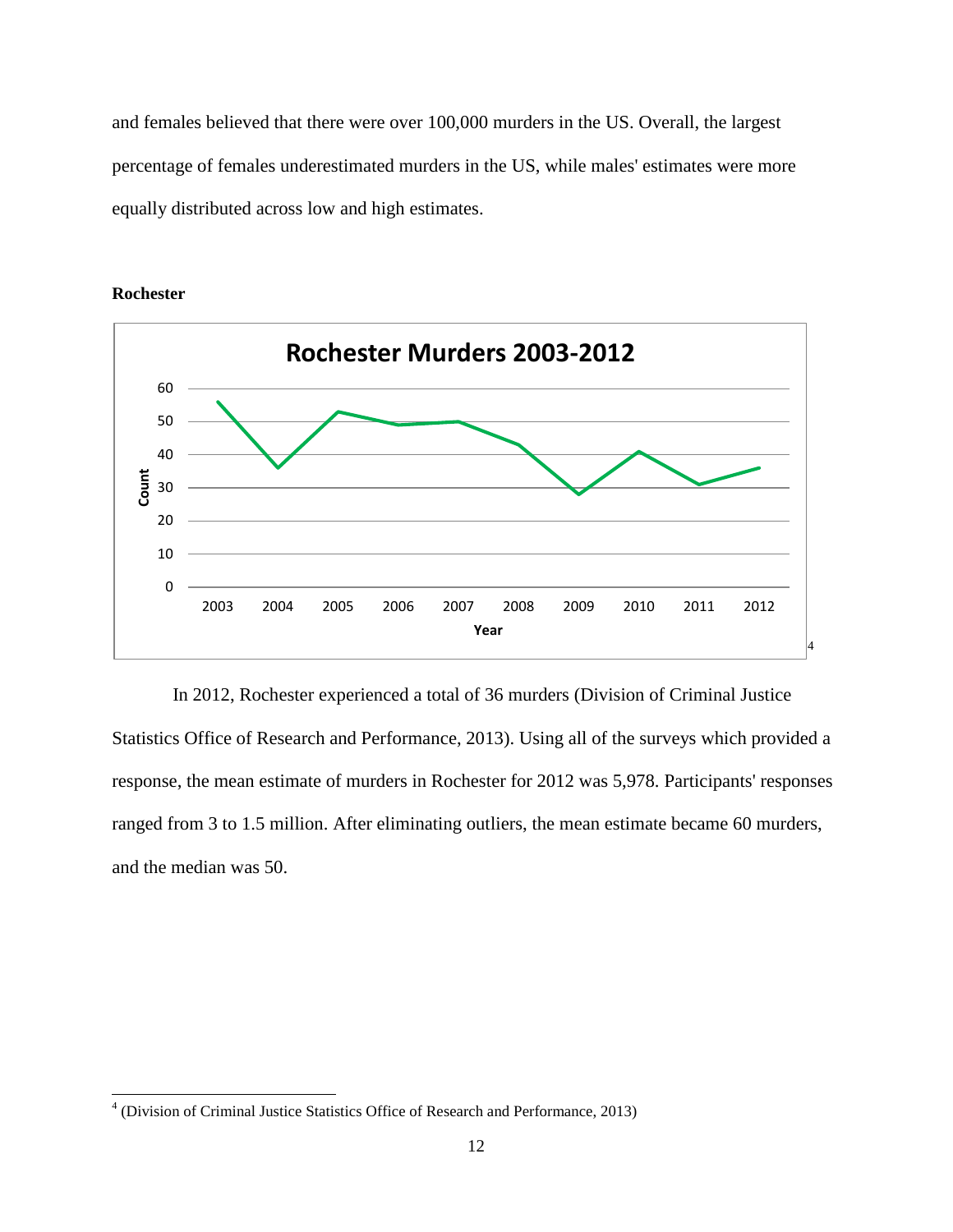and females believed that there were over 100,000 murders in the US. Overall, the largest percentage of females underestimated murders in the US, while males' estimates were more equally distributed across low and high estimates.

**Rochester**

**Rochester Murders 2003-2012**[4]

In 2012, Rochester experienced a total of 36 murders (Division of Criminal Justice Statistics Office of Research and Performance, 2013). Using all of the surveys which provided a response, the mean estimate of murders in Rochester for 2012 was 5,978. Participants' responses ranged from 3 to 1.5 million. After eliminating outliers, the mean estimate became 60 murders, and the median was 50.

[4] (Division of Criminal Justice Statistics Office of Research and Performance, 2013)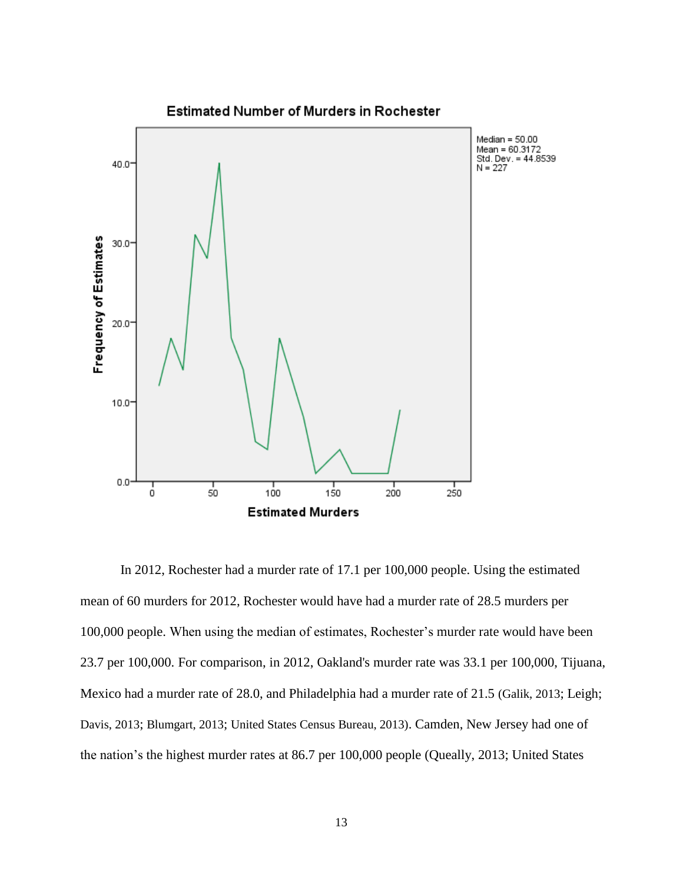In 2012, Rochester had a murder rate of 17.1 per 100,000 people. Using the estimated mean of 60 murders for 2012, Rochester would have had a murder rate of 28.5 murders per 100,000 people. When using the median of estimates, Rochester's murder rate would have been 23.7 per 100,000. For comparison, in 2012, Oakland's murder rate was 33.1 per 100,000, Tijuana, Mexico had a murder rate of 28.0, and Philadelphia had a murder rate of 21.5 (Galik, 2013; Leigh; Davis, 2013; Blumgart, 2013; United States Census Bureau, 2013). Camden, New Jersey had one of the nation's the highest murder rates at 86.7 per 100,000 people (Queally, 2013; United States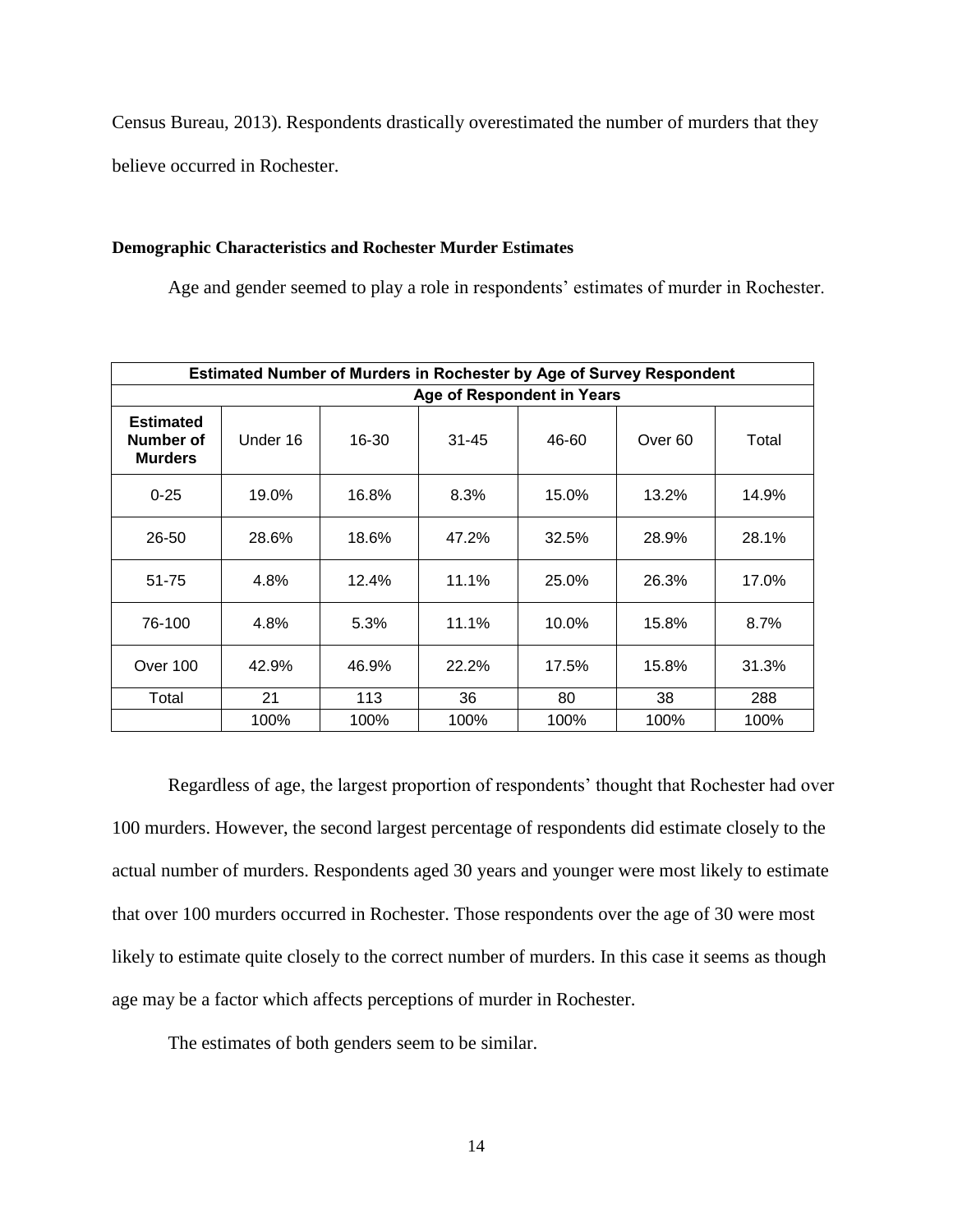Census Bureau, 2013). Respondents drastically overestimated the number of murders that they believe occurred in Rochester.

### Demographic Characteristics and Rochester Murder Estimates

Age and gender seemed to play a role in respondents' estimates of murder in Rochester.

| Estimated Number of Murders in Rochester by Age of Survey Respondent | | | | | | |
|---|---|---|---|---|---|---|
| | Age of Respondent in Years | | | | | |
| **Estimated Number of Murders** | Under 16 | 16-30 | 31-45 | 46-60 | Over 60 | Total |
| 0-25 | 19.0% | 16.8% | 8.3% | 15.0% | 13.2% | 14.9% |
| 26-50 | 28.6% | 18.6% | 47.2% | 32.5% | 28.9% | 28.1% |
| 51-75 | 4.8% | 12.4% | 11.1% | 25.0% | 26.3% | 17.0% |
| 76-100 | 4.8% | 5.3% | 11.1% | 10.0% | 15.8% | 8.7% |
| Over 100 | 42.9% | 46.9% | 22.2% | 17.5% | 15.8% | 31.3% |
| Total | 21 | 113 | 36 | 80 | 38 | 288 |
| | 100% | 100% | 100% | 100% | 100% | 100% |

Regardless of age, the largest proportion of respondents' thought that Rochester had over 100 murders. However, the second largest percentage of respondents did estimate closely to the actual number of murders. Respondents aged 30 years and younger were most likely to estimate that over 100 murders occurred in Rochester. Those respondents over the age of 30 were most likely to estimate quite closely to the correct number of murders. In this case it seems as though age may be a factor which affects perceptions of murder in Rochester.

The estimates of both genders seem to be similar.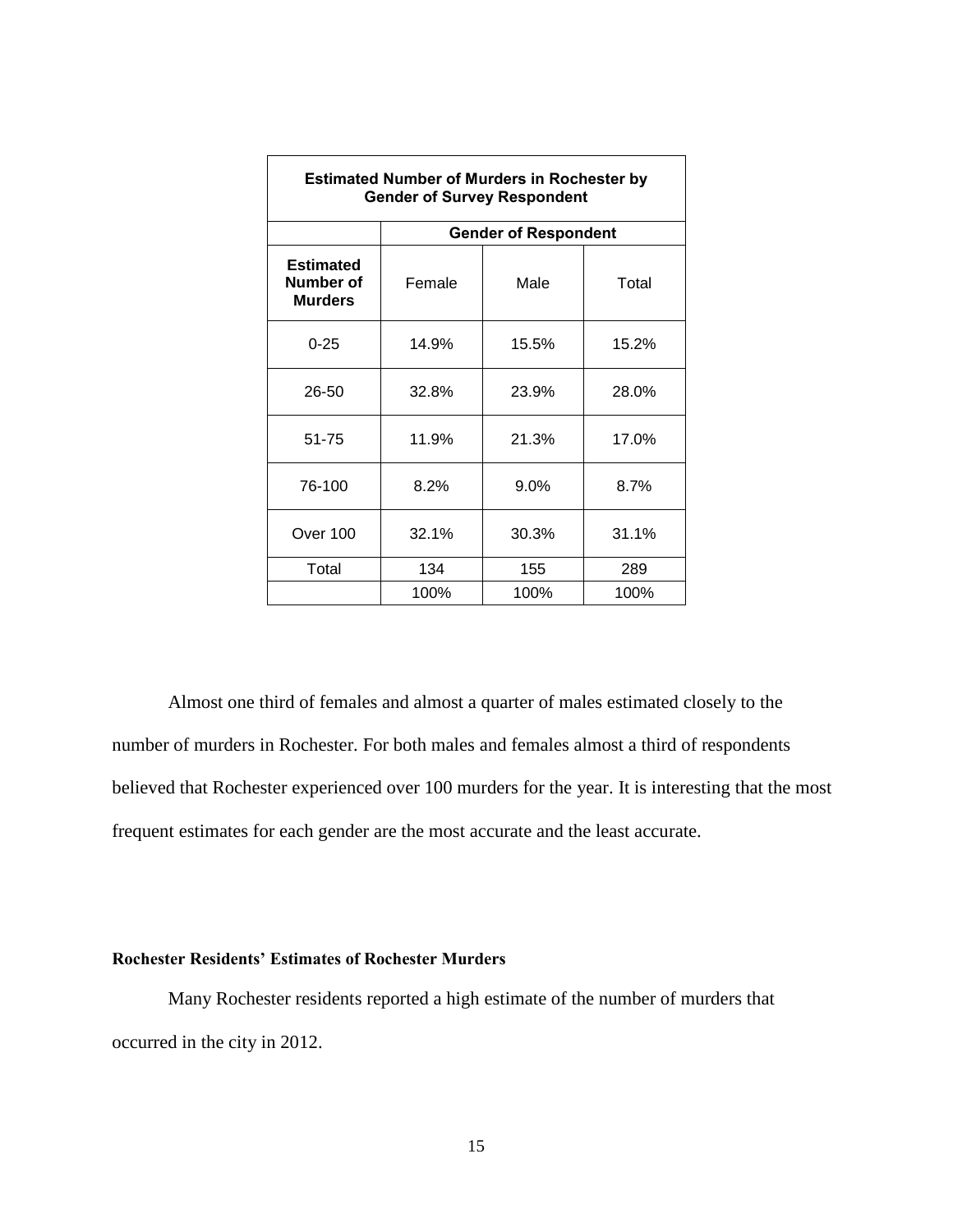| Estimated Number of Murders in Rochester by Gender of Survey Respondent | | | |
|---|---|---|---|
| | **Gender of Respondent** | | |
| **Estimated Number of Murders** | Female | Male | Total |
| 0-25 | 14.9% | 15.5% | 15.2% |
| 26-50 | 32.8% | 23.9% | 28.0% |
| 51-75 | 11.9% | 21.3% | 17.0% |
| 76-100 | 8.2% | 9.0% | 8.7% |
| Over 100 | 32.1% | 30.3% | 31.1% |
| Total | 134 | 155 | 289 |
| | 100% | 100% | 100% |

Almost one third of females and almost a quarter of males estimated closely to the number of murders in Rochester. For both males and females almost a third of respondents believed that Rochester experienced over 100 murders for the year. It is interesting that the most frequent estimates for each gender are the most accurate and the least accurate.

**Rochester Residents' Estimates of Rochester Murders**

Many Rochester residents reported a high estimate of the number of murders that occurred in the city in 2012.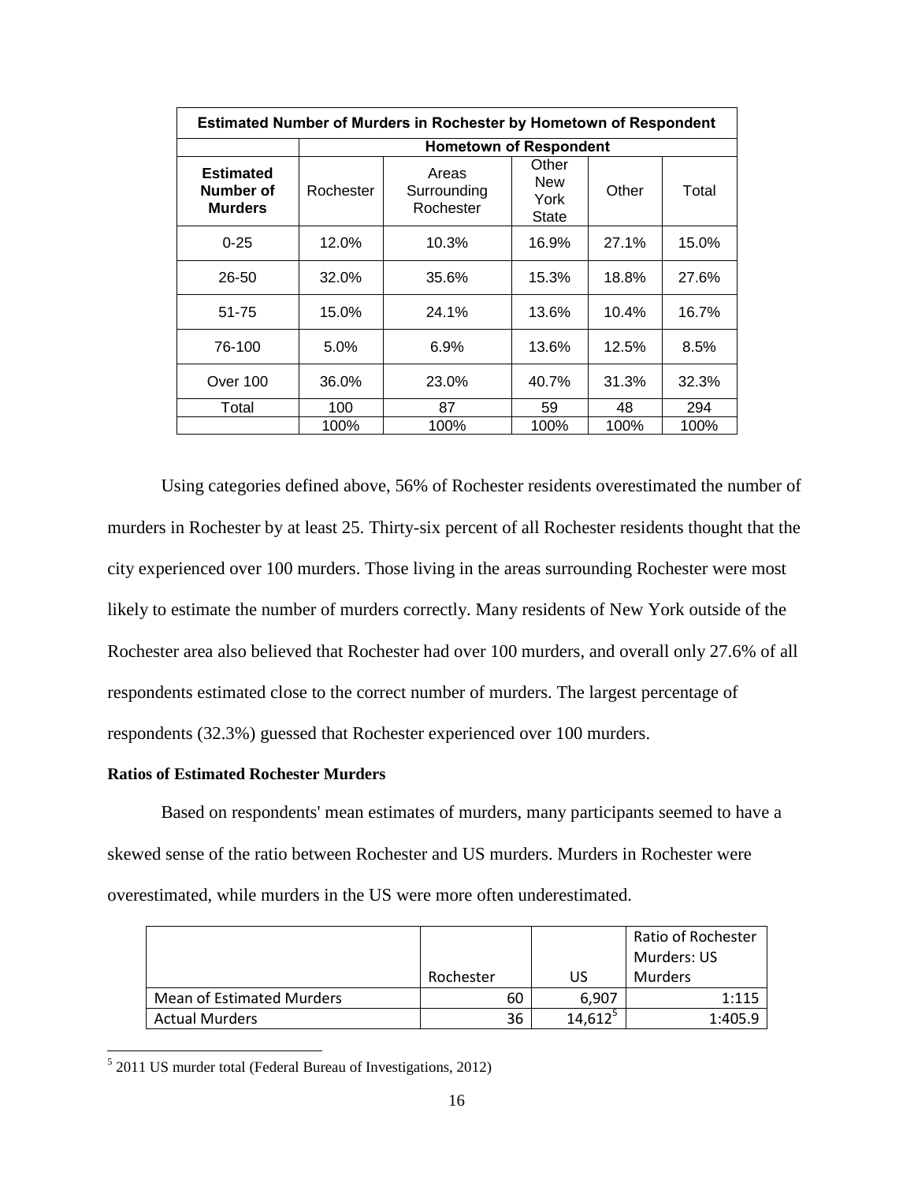| Estimated Number of Murders in Rochester by Hometown of Respondent | | | | | |
|---|---|---|---|---|---|
| | Hometown of Respondent | | | | |
| **Estimated Number of Murders** | Rochester | Areas Surrounding Rochester | Other New York State | Other | Total |
| 0-25 | 12.0% | 10.3% | 16.9% | 27.1% | 15.0% |
| 26-50 | 32.0% | 35.6% | 15.3% | 18.8% | 27.6% |
| 51-75 | 15.0% | 24.1% | 13.6% | 10.4% | 16.7% |
| 76-100 | 5.0% | 6.9% | 13.6% | 12.5% | 8.5% |
| Over 100 | 36.0% | 23.0% | 40.7% | 31.3% | 32.3% |
| Total | 100 | 87 | 59 | 48 | 294 |
| | 100% | 100% | 100% | 100% | 100% |

Using categories defined above, 56% of Rochester residents overestimated the number of murders in Rochester by at least 25. Thirty-six percent of all Rochester residents thought that the city experienced over 100 murders. Those living in the areas surrounding Rochester were most likely to estimate the number of murders correctly. Many residents of New York outside of the Rochester area also believed that Rochester had over 100 murders, and overall only 27.6% of all respondents estimated close to the correct number of murders. The largest percentage of respondents (32.3%) guessed that Rochester experienced over 100 murders.

**Ratios of Estimated Rochester Murders**

Based on respondents' mean estimates of murders, many participants seemed to have a skewed sense of the ratio between Rochester and US murders. Murders in Rochester were overestimated, while murders in the US were more often underestimated.

| | Rochester | US | Ratio of Rochester Murders: US Murders |
|---|---|---|---|
| Mean of Estimated Murders | 60 | 6,907 | 1:115 |
| Actual Murders | 36 | 14,612[5] | 1:405.9 |

[5] 2011 US murder total (Federal Bureau of Investigations, 2012)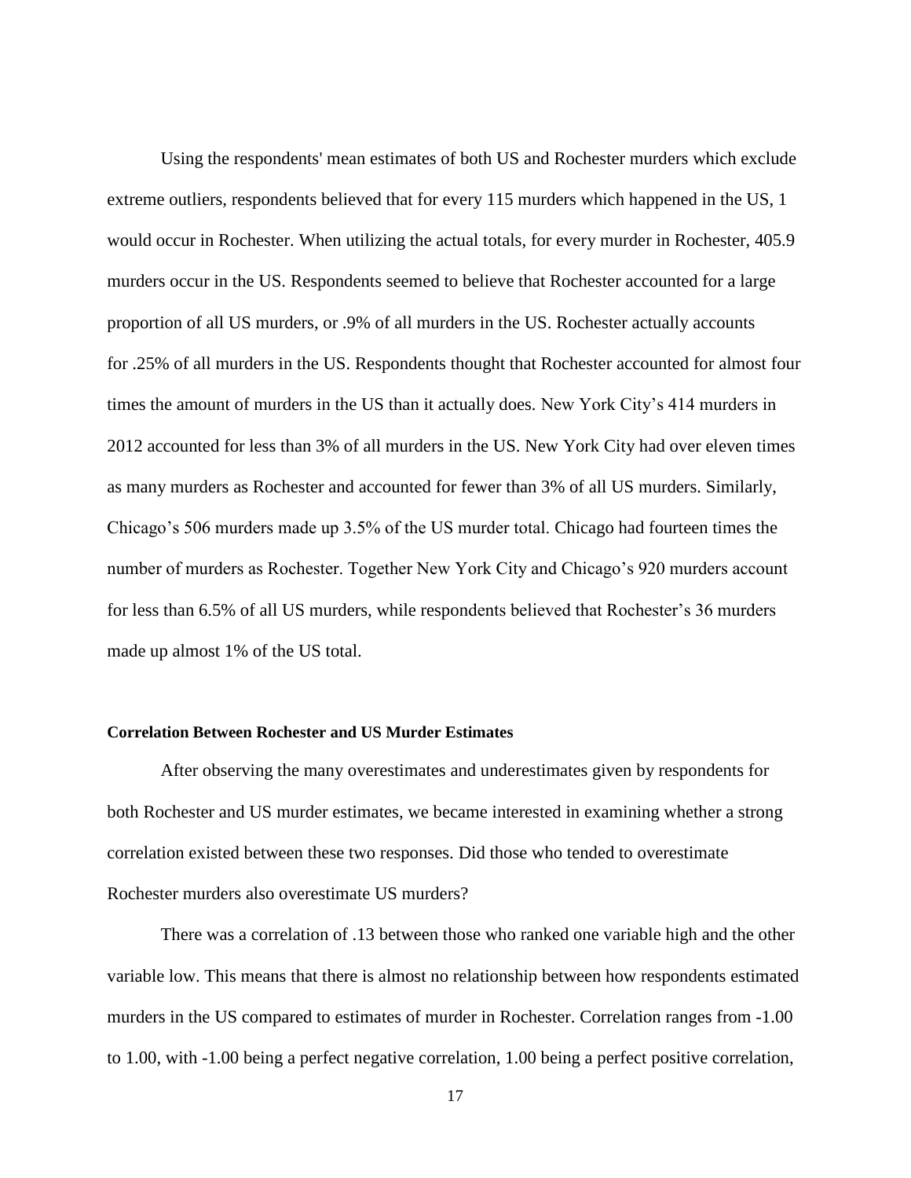Using the respondents' mean estimates of both US and Rochester murders which exclude extreme outliers, respondents believed that for every 115 murders which happened in the US, 1 would occur in Rochester. When utilizing the actual totals, for every murder in Rochester, 405.9 murders occur in the US. Respondents seemed to believe that Rochester accounted for a large proportion of all US murders, or .9% of all murders in the US. Rochester actually accounts for .25% of all murders in the US. Respondents thought that Rochester accounted for almost four times the amount of murders in the US than it actually does. New York City's 414 murders in 2012 accounted for less than 3% of all murders in the US. New York City had over eleven times as many murders as Rochester and accounted for fewer than 3% of all US murders. Similarly, Chicago's 506 murders made up 3.5% of the US murder total. Chicago had fourteen times the number of murders as Rochester. Together New York City and Chicago's 920 murders account for less than 6.5% of all US murders, while respondents believed that Rochester's 36 murders made up almost 1% of the US total.

#### Correlation Between Rochester and US Murder Estimates

After observing the many overestimates and underestimates given by respondents for both Rochester and US murder estimates, we became interested in examining whether a strong correlation existed between these two responses. Did those who tended to overestimate Rochester murders also overestimate US murders?

There was a correlation of .13 between those who ranked one variable high and the other variable low. This means that there is almost no relationship between how respondents estimated murders in the US compared to estimates of murder in Rochester. Correlation ranges from -1.00 to 1.00, with -1.00 being a perfect negative correlation, 1.00 being a perfect positive correlation,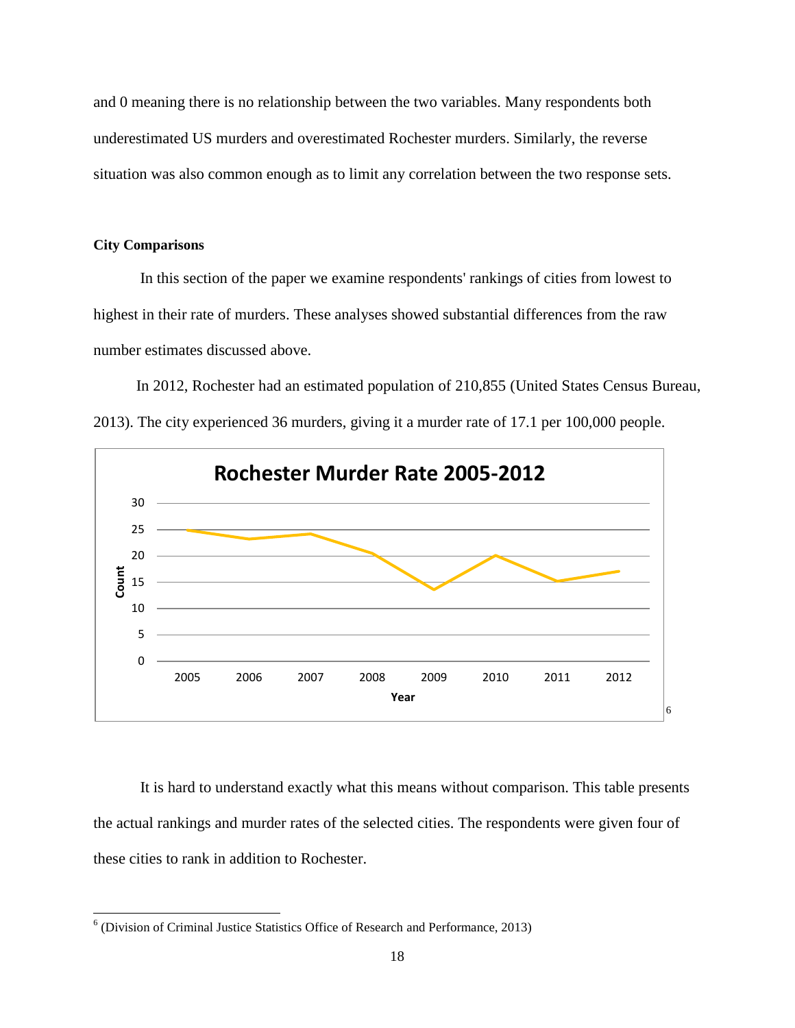and 0 meaning there is no relationship between the two variables. Many respondents both underestimated US murders and overestimated Rochester murders. Similarly, the reverse situation was also common enough as to limit any correlation between the two response sets.

**City Comparisons**

In this section of the paper we examine respondents' rankings of cities from lowest to highest in their rate of murders. These analyses showed substantial differences from the raw number estimates discussed above.

In 2012, Rochester had an estimated population of 210,855 (United States Census Bureau, 2013). The city experienced 36 murders, giving it a murder rate of 17.1 per 100,000 people.

Rochester Murder Rate 2005-2012 [6]

It is hard to understand exactly what this means without comparison. This table presents the actual rankings and murder rates of the selected cities. The respondents were given four of these cities to rank in addition to Rochester.

---

[6] (Division of Criminal Justice Statistics Office of Research and Performance, 2013)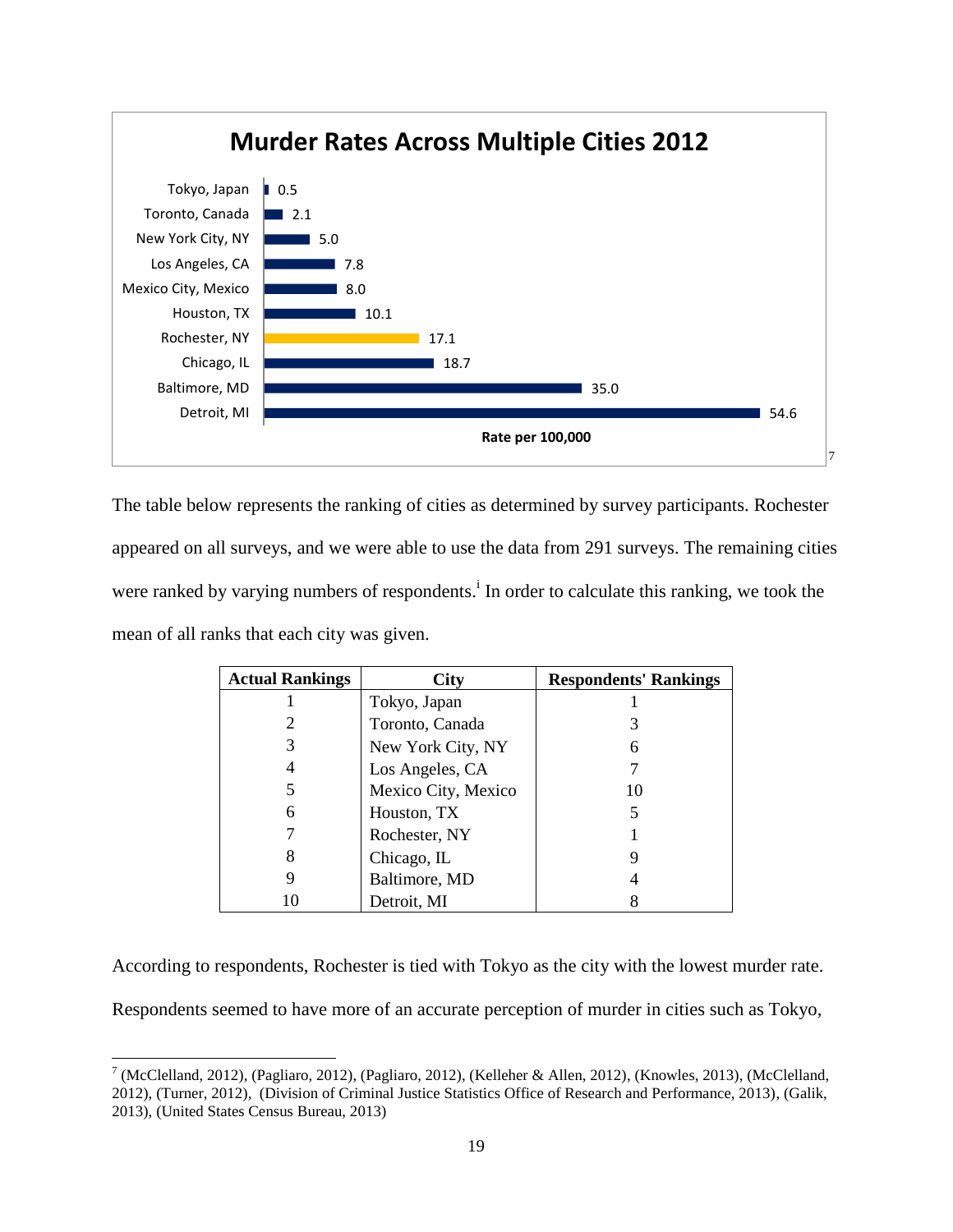**Murder Rates Across Multiple Cities 2012**

| City | Rate per 100,000 |
|---|---|
| Tokyo, Japan | 0.5 |
| Toronto, Canada | 2.1 |
| New York City, NY | 5.0 |
| Los Angeles, CA | 7.8 |
| Mexico City, Mexico | 8.0 |
| Houston, TX | 10.1 |
| Rochester, NY | 17.1 |
| Chicago, IL | 18.7 |
| Baltimore, MD | 35.0 |
| Detroit, MI | 54.6 |

[7]

The table below represents the ranking of cities as determined by survey participants. Rochester appeared on all surveys, and we were able to use the data from 291 surveys. The remaining cities were ranked by varying numbers of respondents.[i] In order to calculate this ranking, we took the mean of all ranks that each city was given.

| Actual Rankings | City | Respondents' Rankings |
|---|---|---|
| 1 | Tokyo, Japan | 1 |
| 2 | Toronto, Canada | 3 |
| 3 | New York City, NY | 6 |
| 4 | Los Angeles, CA | 7 |
| 5 | Mexico City, Mexico | 10 |
| 6 | Houston, TX | 5 |
| 7 | Rochester, NY | 1 |
| 8 | Chicago, IL | 9 |
| 9 | Baltimore, MD | 4 |
| 10 | Detroit, MI | 8 |

According to respondents, Rochester is tied with Tokyo as the city with the lowest murder rate. Respondents seemed to have more of an accurate perception of murder in cities such as Tokyo,

[7] (McClelland, 2012), (Pagliaro, 2012), (Pagliaro, 2012), (Kelleher & Allen, 2012), (Knowles, 2013), (McClelland, 2012), (Turner, 2012), (Division of Criminal Justice Statistics Office of Research and Performance, 2013), (Galik, 2013), (United States Census Bureau, 2013)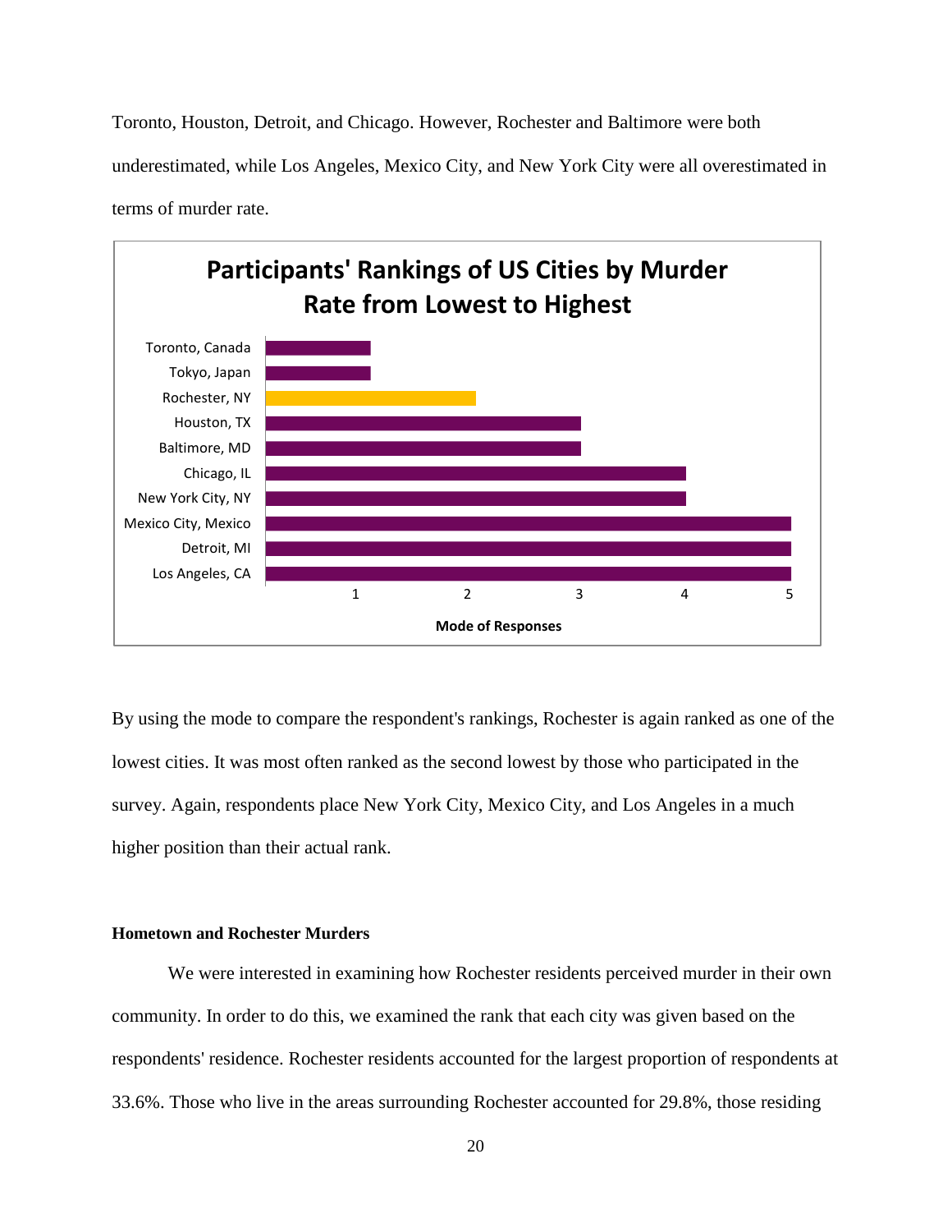Toronto, Houston, Detroit, and Chicago. However, Rochester and Baltimore were both underestimated, while Los Angeles, Mexico City, and New York City were all overestimated in terms of murder rate.

**Participants' Rankings of US Cities by Murder Rate from Lowest to Highest**

| City | Mode of Responses |
|---|---|
| Toronto, Canada | 1 |
| Tokyo, Japan | 1 |
| Rochester, NY | 2 |
| Houston, TX | 3 |
| Baltimore, MD | 3 |
| Chicago, IL | 4 |
| New York City, NY | 4 |
| Mexico City, Mexico | 5 |
| Detroit, MI | 5 |
| Los Angeles, CA | 5 |

By using the mode to compare the respondent's rankings, Rochester is again ranked as one of the lowest cities. It was most often ranked as the second lowest by those who participated in the survey. Again, respondents place New York City, Mexico City, and Los Angeles in a much higher position than their actual rank.

**Hometown and Rochester Murders**

We were interested in examining how Rochester residents perceived murder in their own community. In order to do this, we examined the rank that each city was given based on the respondents' residence. Rochester residents accounted for the largest proportion of respondents at 33.6%. Those who live in the areas surrounding Rochester accounted for 29.8%, those residing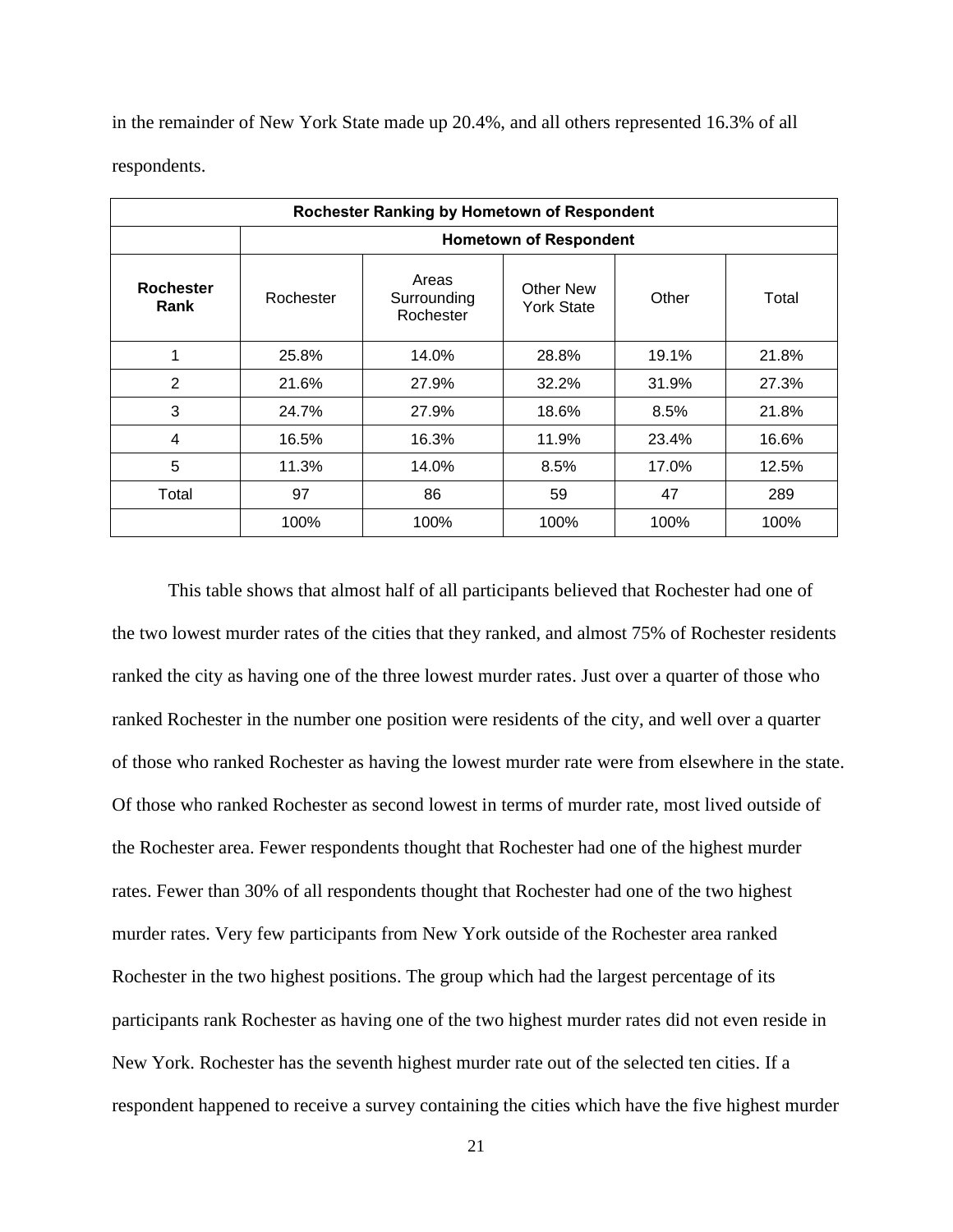in the remainder of New York State made up 20.4%, and all others represented 16.3% of all respondents.

| Rochester Ranking by Hometown of Respondent | | | | | |
|---|---|---|---|---|---|
| | Hometown of Respondent | | | | |
| **Rochester Rank** | Rochester | Areas Surrounding Rochester | Other New York State | Other | Total |
| 1 | 25.8% | 14.0% | 28.8% | 19.1% | 21.8% |
| 2 | 21.6% | 27.9% | 32.2% | 31.9% | 27.3% |
| 3 | 24.7% | 27.9% | 18.6% | 8.5% | 21.8% |
| 4 | 16.5% | 16.3% | 11.9% | 23.4% | 16.6% |
| 5 | 11.3% | 14.0% | 8.5% | 17.0% | 12.5% |
| Total | 97 | 86 | 59 | 47 | 289 |
| | 100% | 100% | 100% | 100% | 100% |

This table shows that almost half of all participants believed that Rochester had one of the two lowest murder rates of the cities that they ranked, and almost 75% of Rochester residents ranked the city as having one of the three lowest murder rates. Just over a quarter of those who ranked Rochester in the number one position were residents of the city, and well over a quarter of those who ranked Rochester as having the lowest murder rate were from elsewhere in the state. Of those who ranked Rochester as second lowest in terms of murder rate, most lived outside of the Rochester area. Fewer respondents thought that Rochester had one of the highest murder rates. Fewer than 30% of all respondents thought that Rochester had one of the two highest murder rates. Very few participants from New York outside of the Rochester area ranked Rochester in the two highest positions. The group which had the largest percentage of its participants rank Rochester as having one of the two highest murder rates did not even reside in New York. Rochester has the seventh highest murder rate out of the selected ten cities. If a respondent happened to receive a survey containing the cities which have the five highest murder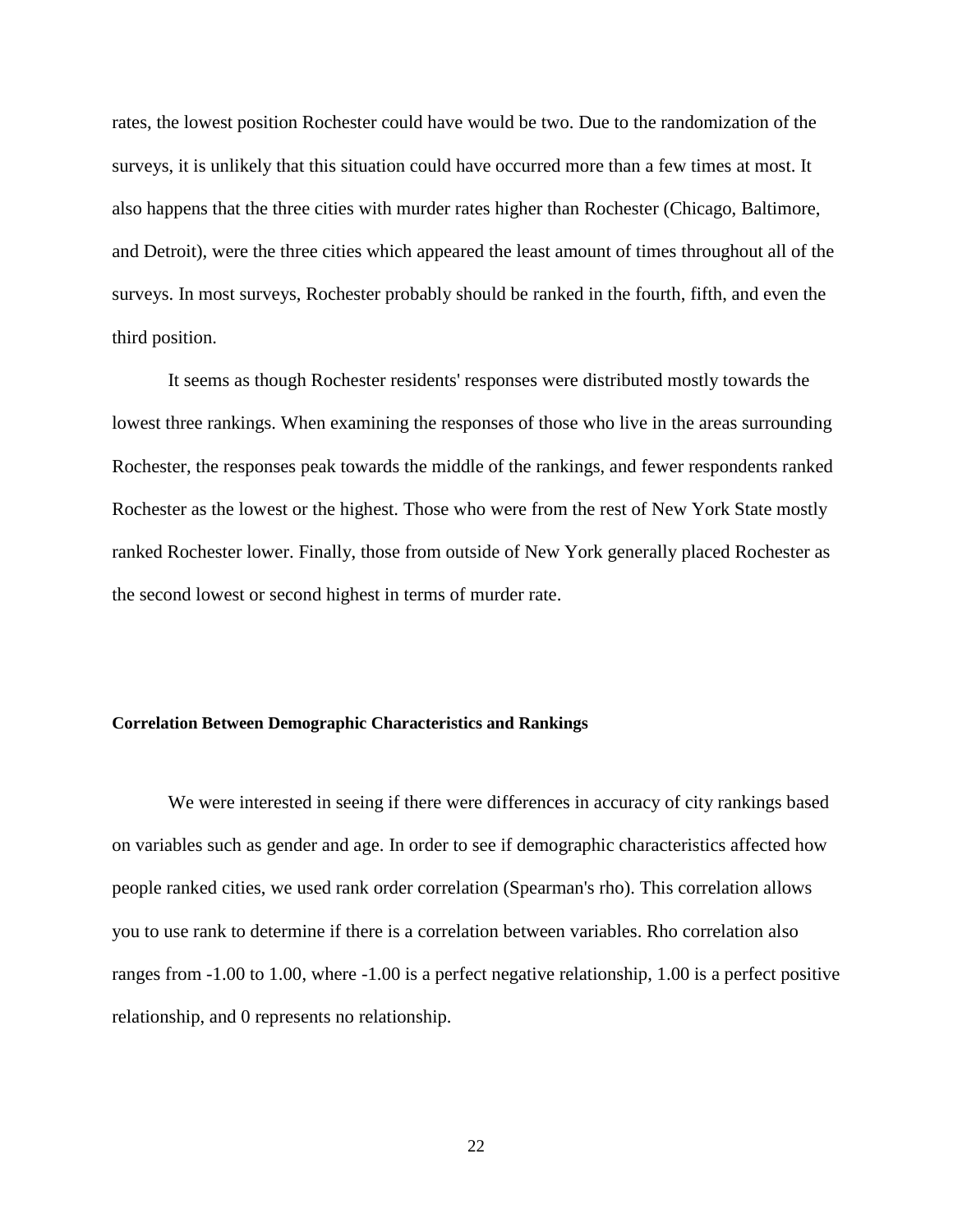rates, the lowest position Rochester could have would be two. Due to the randomization of the surveys, it is unlikely that this situation could have occurred more than a few times at most. It also happens that the three cities with murder rates higher than Rochester (Chicago, Baltimore, and Detroit), were the three cities which appeared the least amount of times throughout all of the surveys. In most surveys, Rochester probably should be ranked in the fourth, fifth, and even the third position.

It seems as though Rochester residents' responses were distributed mostly towards the lowest three rankings. When examining the responses of those who live in the areas surrounding Rochester, the responses peak towards the middle of the rankings, and fewer respondents ranked Rochester as the lowest or the highest. Those who were from the rest of New York State mostly ranked Rochester lower. Finally, those from outside of New York generally placed Rochester as the second lowest or second highest in terms of murder rate.

**Correlation Between Demographic Characteristics and Rankings**

We were interested in seeing if there were differences in accuracy of city rankings based on variables such as gender and age. In order to see if demographic characteristics affected how people ranked cities, we used rank order correlation (Spearman's rho). This correlation allows you to use rank to determine if there is a correlation between variables. Rho correlation also ranges from -1.00 to 1.00, where -1.00 is a perfect negative relationship, 1.00 is a perfect positive relationship, and 0 represents no relationship.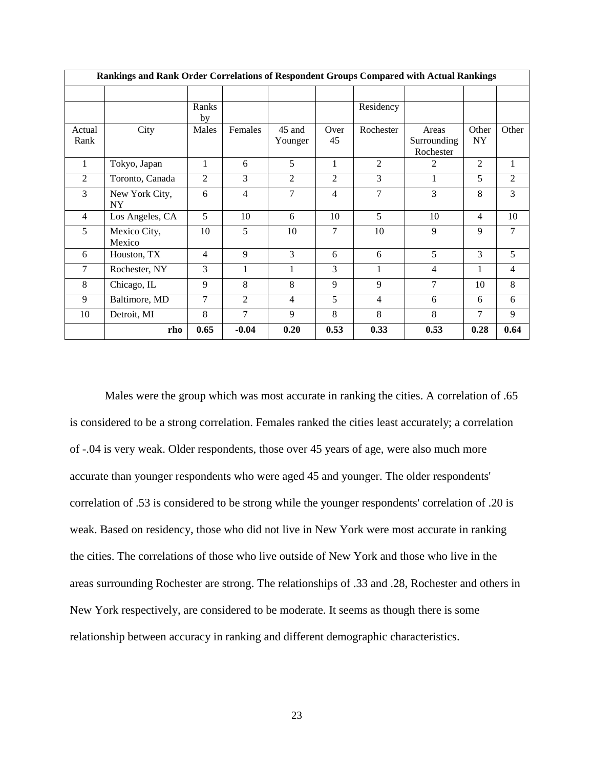| Rankings and Rank Order Correlations of Respondent Groups Compared with Actual Rankings | | | | | | | | | |
|---|---|---|---|---|---|---|---|---|---|
| | | | | | | | | | |
| | | Ranks by | | | | Residency | | | |
| Actual Rank | City | Males | Females | 45 and Younger | Over 45 | Rochester | Areas Surrounding Rochester | Other NY | Other |
| 1 | Tokyo, Japan | 1 | 6 | 5 | 1 | 2 | 2 | 2 | 1 |
| 2 | Toronto, Canada | 2 | 3 | 2 | 2 | 3 | 1 | 5 | 2 |
| 3 | New York City, NY | 6 | 4 | 7 | 4 | 7 | 3 | 8 | 3 |
| 4 | Los Angeles, CA | 5 | 10 | 6 | 10 | 5 | 10 | 4 | 10 |
| 5 | Mexico City, Mexico | 10 | 5 | 10 | 7 | 10 | 9 | 9 | 7 |
| 6 | Houston, TX | 4 | 9 | 3 | 6 | 6 | 5 | 3 | 5 |
| 7 | Rochester, NY | 3 | 1 | 1 | 3 | 1 | 4 | 1 | 4 |
| 8 | Chicago, IL | 9 | 8 | 8 | 9 | 9 | 7 | 10 | 8 |
| 9 | Baltimore, MD | 7 | 2 | 4 | 5 | 4 | 6 | 6 | 6 |
| 10 | Detroit, MI | 8 | 7 | 9 | 8 | 8 | 8 | 7 | 9 |
| | **rho** | **0.65** | **-0.04** | **0.20** | **0.53** | **0.33** | **0.53** | **0.28** | **0.64** |

Males were the group which was most accurate in ranking the cities. A correlation of .65 is considered to be a strong correlation. Females ranked the cities least accurately; a correlation of -.04 is very weak. Older respondents, those over 45 years of age, were also much more accurate than younger respondents who were aged 45 and younger. The older respondents' correlation of .53 is considered to be strong while the younger respondents' correlation of .20 is weak. Based on residency, those who did not live in New York were most accurate in ranking the cities. The correlations of those who live outside of New York and those who live in the areas surrounding Rochester are strong. The relationships of .33 and .28, Rochester and others in New York respectively, are considered to be moderate. It seems as though there is some relationship between accuracy in ranking and different demographic characteristics.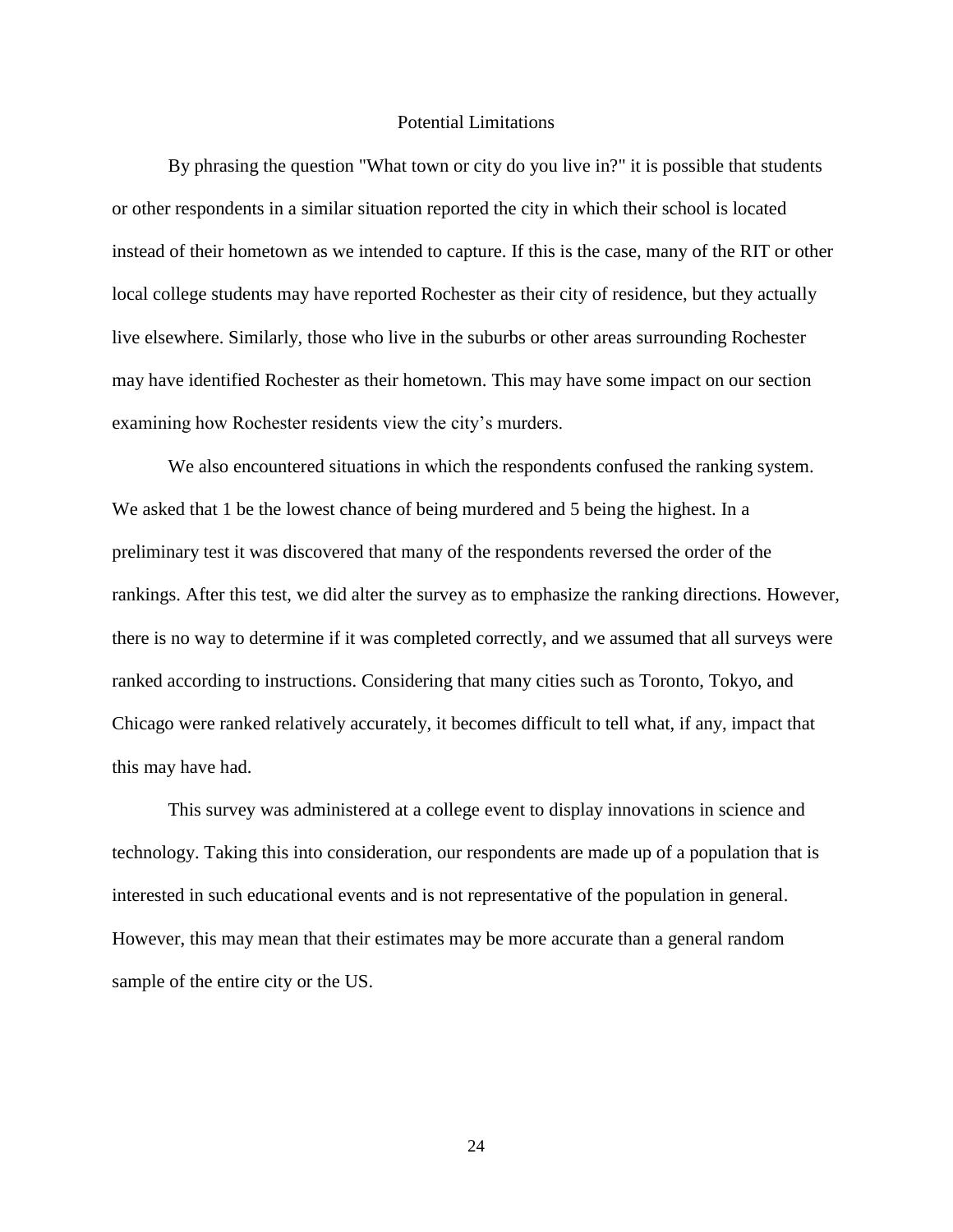## Potential Limitations

By phrasing the question "What town or city do you live in?" it is possible that students or other respondents in a similar situation reported the city in which their school is located instead of their hometown as we intended to capture. If this is the case, many of the RIT or other local college students may have reported Rochester as their city of residence, but they actually live elsewhere. Similarly, those who live in the suburbs or other areas surrounding Rochester may have identified Rochester as their hometown. This may have some impact on our section examining how Rochester residents view the city's murders.

We also encountered situations in which the respondents confused the ranking system. We asked that 1 be the lowest chance of being murdered and 5 being the highest. In a preliminary test it was discovered that many of the respondents reversed the order of the rankings. After this test, we did alter the survey as to emphasize the ranking directions. However, there is no way to determine if it was completed correctly, and we assumed that all surveys were ranked according to instructions. Considering that many cities such as Toronto, Tokyo, and Chicago were ranked relatively accurately, it becomes difficult to tell what, if any, impact that this may have had.

This survey was administered at a college event to display innovations in science and technology. Taking this into consideration, our respondents are made up of a population that is interested in such educational events and is not representative of the population in general. However, this may mean that their estimates may be more accurate than a general random sample of the entire city or the US.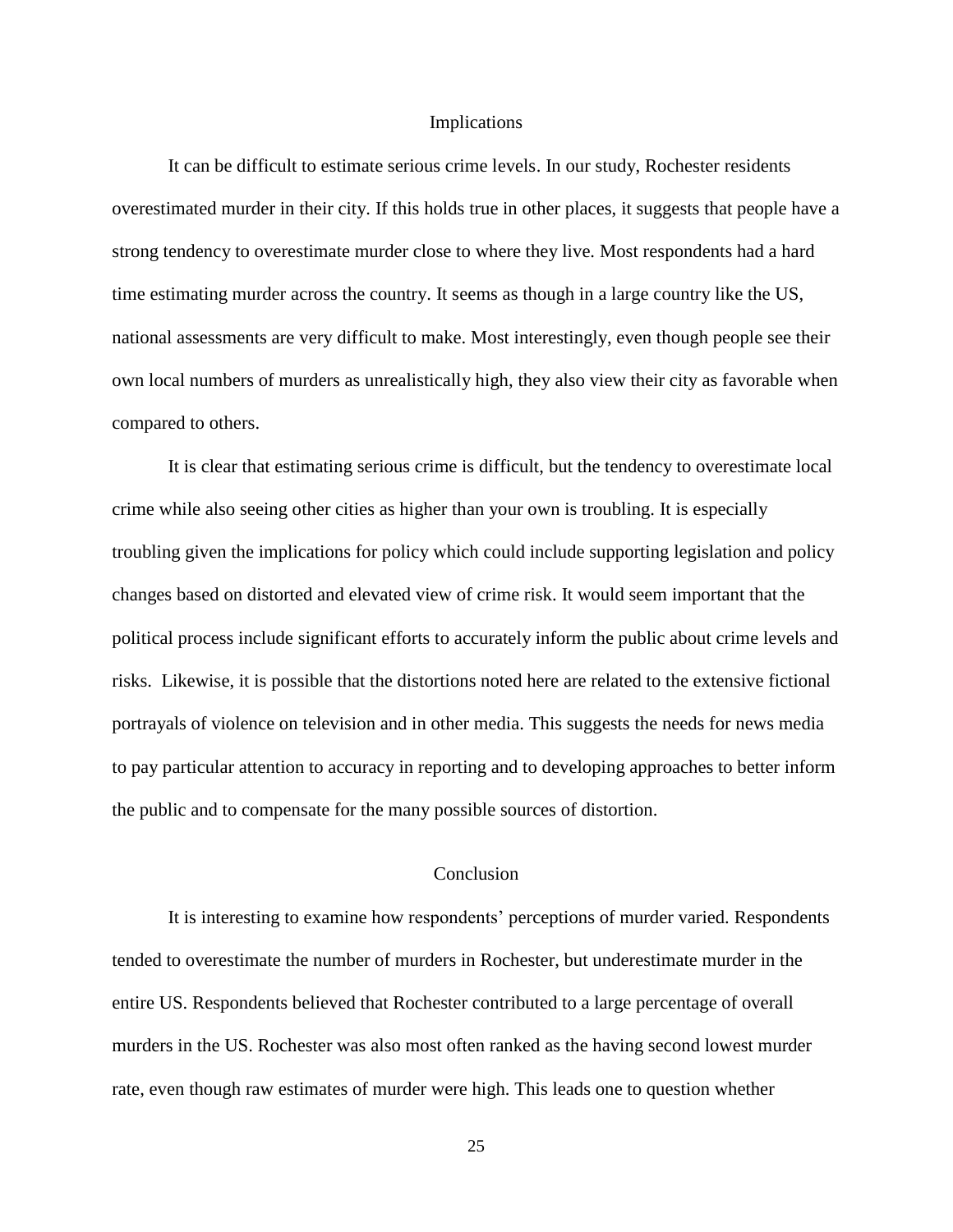## Implications

It can be difficult to estimate serious crime levels. In our study, Rochester residents overestimated murder in their city. If this holds true in other places, it suggests that people have a strong tendency to overestimate murder close to where they live. Most respondents had a hard time estimating murder across the country. It seems as though in a large country like the US, national assessments are very difficult to make. Most interestingly, even though people see their own local numbers of murders as unrealistically high, they also view their city as favorable when compared to others.

It is clear that estimating serious crime is difficult, but the tendency to overestimate local crime while also seeing other cities as higher than your own is troubling. It is especially troubling given the implications for policy which could include supporting legislation and policy changes based on distorted and elevated view of crime risk. It would seem important that the political process include significant efforts to accurately inform the public about crime levels and risks. Likewise, it is possible that the distortions noted here are related to the extensive fictional portrayals of violence on television and in other media. This suggests the needs for news media to pay particular attention to accuracy in reporting and to developing approaches to better inform the public and to compensate for the many possible sources of distortion.

## Conclusion

It is interesting to examine how respondents' perceptions of murder varied. Respondents tended to overestimate the number of murders in Rochester, but underestimate murder in the entire US. Respondents believed that Rochester contributed to a large percentage of overall murders in the US. Rochester was also most often ranked as the having second lowest murder rate, even though raw estimates of murder were high. This leads one to question whether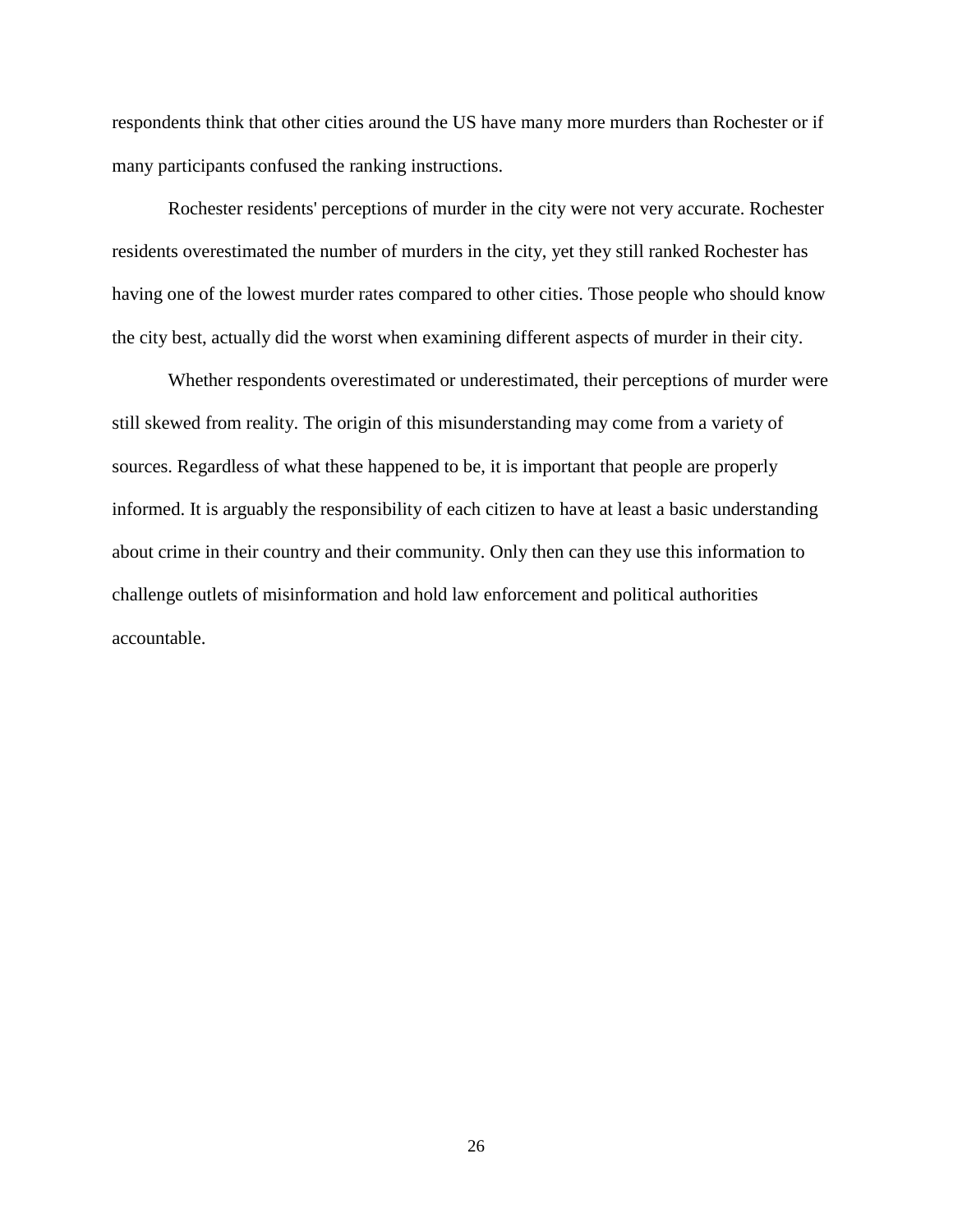respondents think that other cities around the US have many more murders than Rochester or if many participants confused the ranking instructions.

Rochester residents' perceptions of murder in the city were not very accurate. Rochester residents overestimated the number of murders in the city, yet they still ranked Rochester has having one of the lowest murder rates compared to other cities. Those people who should know the city best, actually did the worst when examining different aspects of murder in their city.

Whether respondents overestimated or underestimated, their perceptions of murder were still skewed from reality. The origin of this misunderstanding may come from a variety of sources. Regardless of what these happened to be, it is important that people are properly informed. It is arguably the responsibility of each citizen to have at least a basic understanding about crime in their country and their community. Only then can they use this information to challenge outlets of misinformation and hold law enforcement and political authorities accountable.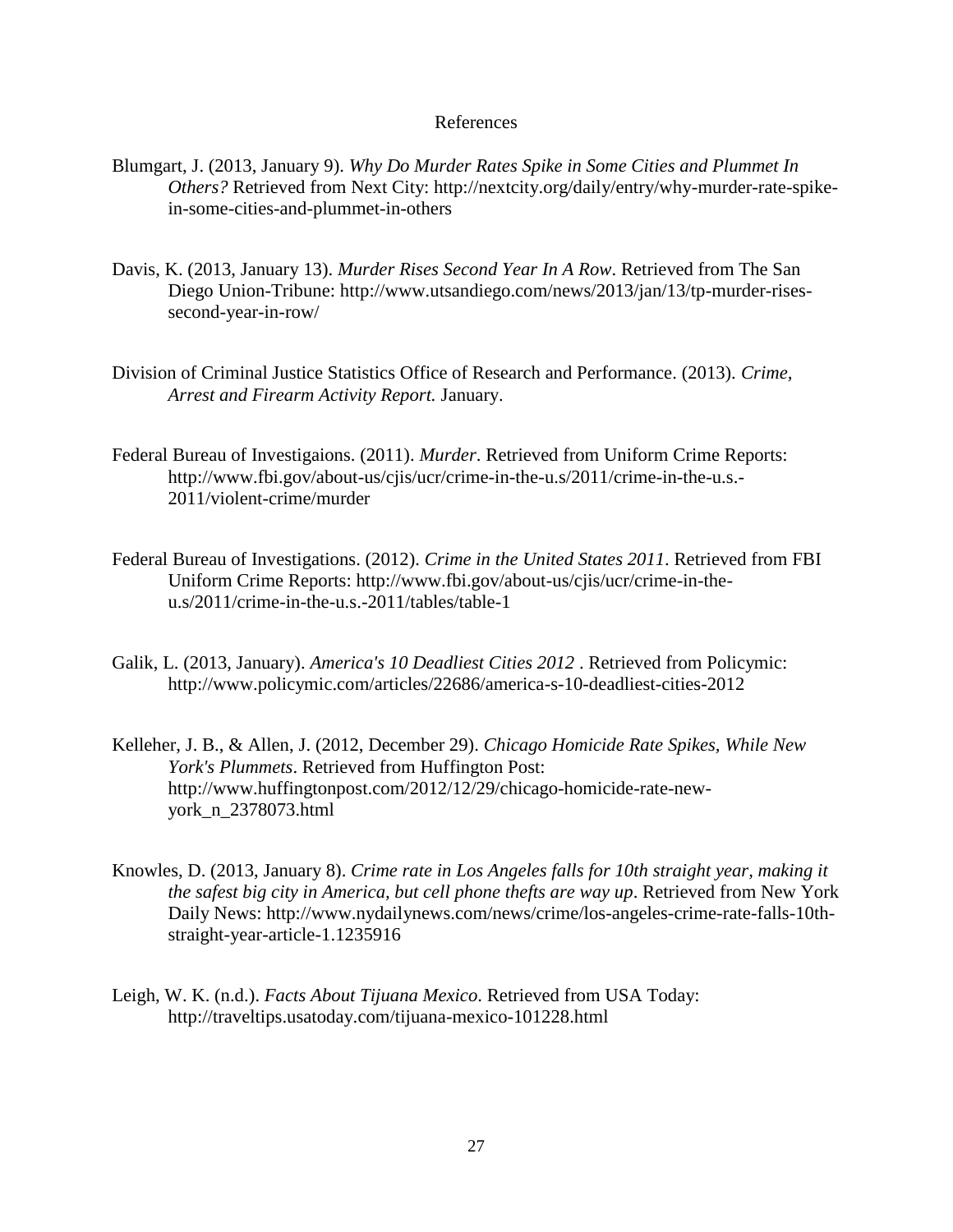# References

Blumgart, J. (2013, January 9). *Why Do Murder Rates Spike in Some Cities and Plummet In Others?* Retrieved from Next City: http://nextcity.org/daily/entry/why-murder-rate-spike-in-some-cities-and-plummet-in-others

Davis, K. (2013, January 13). *Murder Rises Second Year In A Row*. Retrieved from The San Diego Union-Tribune: http://www.utsandiego.com/news/2013/jan/13/tp-murder-rises-second-year-in-row/

Division of Criminal Justice Statistics Office of Research and Performance. (2013). *Crime, Arrest and Firearm Activity Report.* January.

Federal Bureau of Investigaions. (2011). *Murder*. Retrieved from Uniform Crime Reports: http://www.fbi.gov/about-us/cjis/ucr/crime-in-the-u.s/2011/crime-in-the-u.s.-2011/violent-crime/murder

Federal Bureau of Investigations. (2012). *Crime in the United States 2011*. Retrieved from FBI Uniform Crime Reports: http://www.fbi.gov/about-us/cjis/ucr/crime-in-the-u.s/2011/crime-in-the-u.s.-2011/tables/table-1

Galik, L. (2013, January). *America's 10 Deadliest Cities 2012* . Retrieved from Policymic: http://www.policymic.com/articles/22686/america-s-10-deadliest-cities-2012

Kelleher, J. B., & Allen, J. (2012, December 29). *Chicago Homicide Rate Spikes, While New York's Plummets*. Retrieved from Huffington Post: http://www.huffingtonpost.com/2012/12/29/chicago-homicide-rate-new-york_n_2378073.html

Knowles, D. (2013, January 8). *Crime rate in Los Angeles falls for 10th straight year, making it the safest big city in America, but cell phone thefts are way up*. Retrieved from New York Daily News: http://www.nydailynews.com/news/crime/los-angeles-crime-rate-falls-10th-straight-year-article-1.1235916

Leigh, W. K. (n.d.). *Facts About Tijuana Mexico*. Retrieved from USA Today: http://traveltips.usatoday.com/tijuana-mexico-101228.html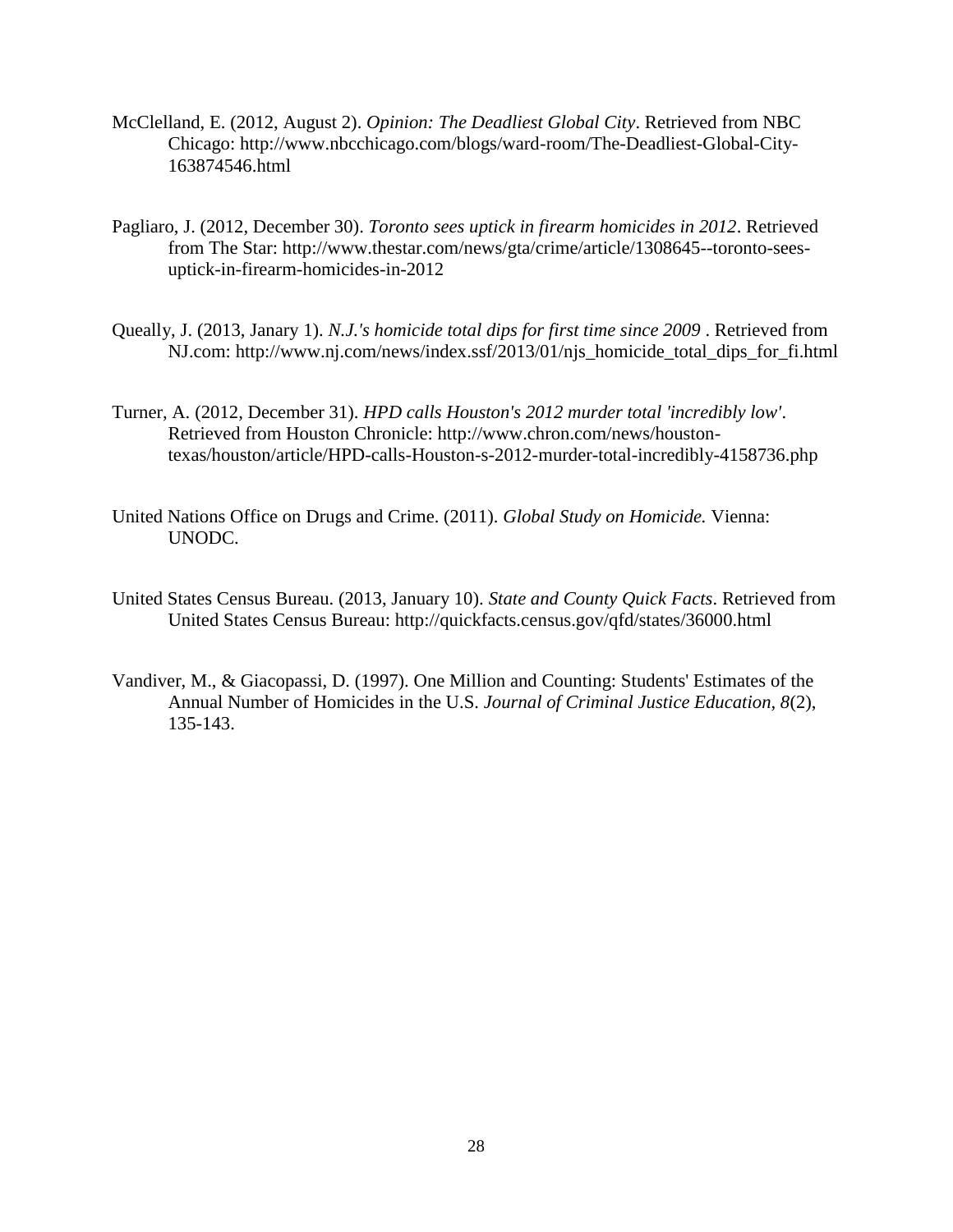McClelland, E. (2012, August 2). *Opinion: The Deadliest Global City*. Retrieved from NBC Chicago: http://www.nbcchicago.com/blogs/ward-room/The-Deadliest-Global-City-163874546.html

Pagliaro, J. (2012, December 30). *Toronto sees uptick in firearm homicides in 2012*. Retrieved from The Star: http://www.thestar.com/news/gta/crime/article/1308645--toronto-sees-uptick-in-firearm-homicides-in-2012

Queally, J. (2013, Janary 1). *N.J.'s homicide total dips for first time since 2009* . Retrieved from NJ.com: http://www.nj.com/news/index.ssf/2013/01/njs_homicide_total_dips_for_fi.html

Turner, A. (2012, December 31). *HPD calls Houston's 2012 murder total 'incredibly low'*. Retrieved from Houston Chronicle: http://www.chron.com/news/houston-texas/houston/article/HPD-calls-Houston-s-2012-murder-total-incredibly-4158736.php

United Nations Office on Drugs and Crime. (2011). *Global Study on Homicide.* Vienna: UNODC.

United States Census Bureau. (2013, January 10). *State and County Quick Facts*. Retrieved from United States Census Bureau: http://quickfacts.census.gov/qfd/states/36000.html

Vandiver, M., & Giacopassi, D. (1997). One Million and Counting: Students' Estimates of the Annual Number of Homicides in the U.S. *Journal of Criminal Justice Education*, *8*(2), 135-143.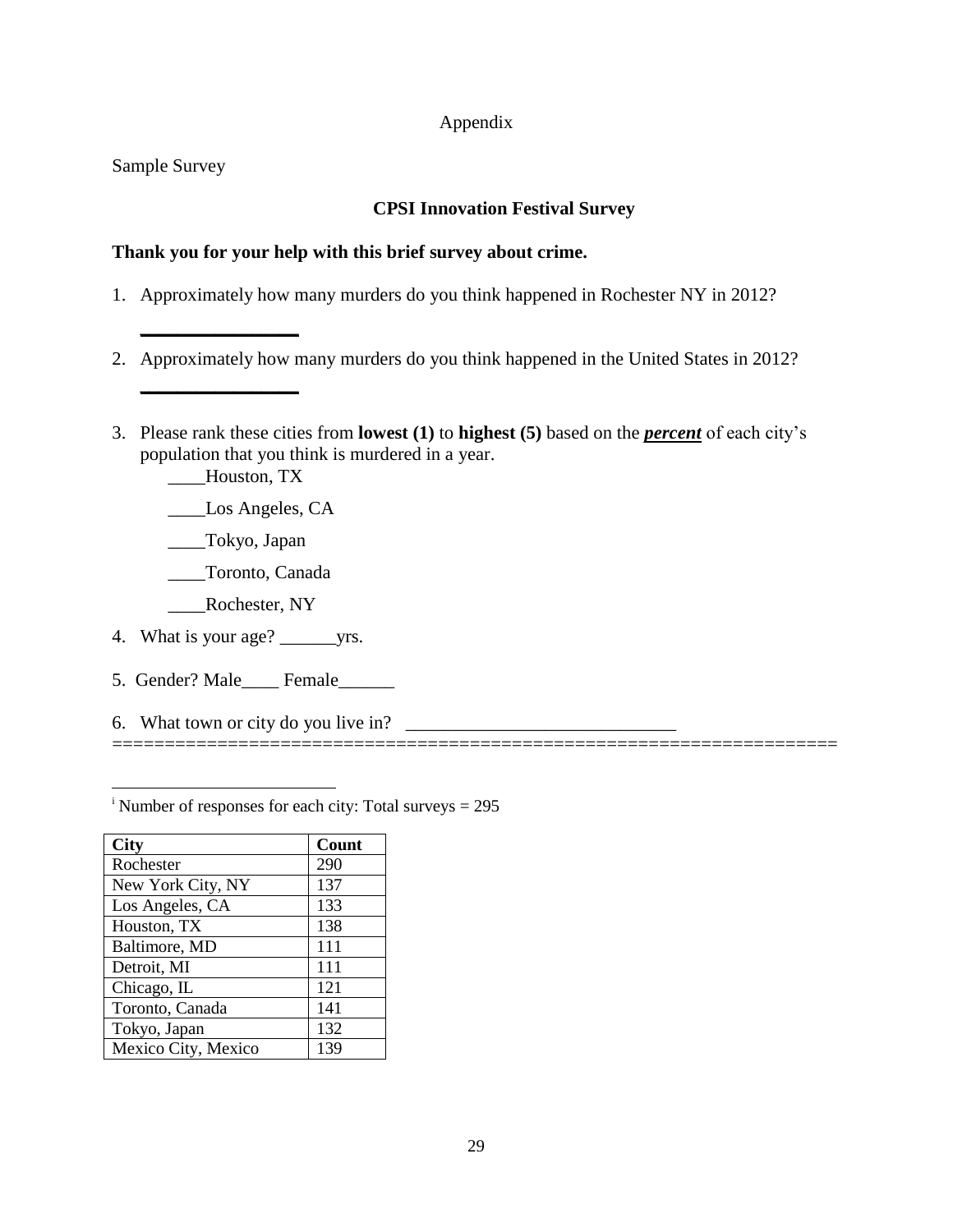Appendix

Sample Survey

**CPSI Innovation Festival Survey**

**Thank you for your help with this brief survey about crime.**

1. Approximately how many murders do you think happened in Rochester NY in 2012?

   ________________

2. Approximately how many murders do you think happened in the United States in 2012?

   ________________

3. Please rank these cities from **lowest (1)** to **highest (5)** based on the ***percent*** of each city's population that you think is murdered in a year.

   ____Houston, TX

   ____Los Angeles, CA

   ____Tokyo, Japan

   ____Toronto, Canada

   ____Rochester, NY

4. What is your age? ______yrs.

5. Gender? Male____ Female______

6. What town or city do you live in? ____________________________

====================================================================

[i] Number of responses for each city: Total surveys = 295

| City | Count |
| --- | --- |
| Rochester | 290 |
| New York City, NY | 137 |
| Los Angeles, CA | 133 |
| Houston, TX | 138 |
| Baltimore, MD | 111 |
| Detroit, MI | 111 |
| Chicago, IL | 121 |
| Toronto, Canada | 141 |
| Tokyo, Japan | 132 |
| Mexico City, Mexico | 139 |